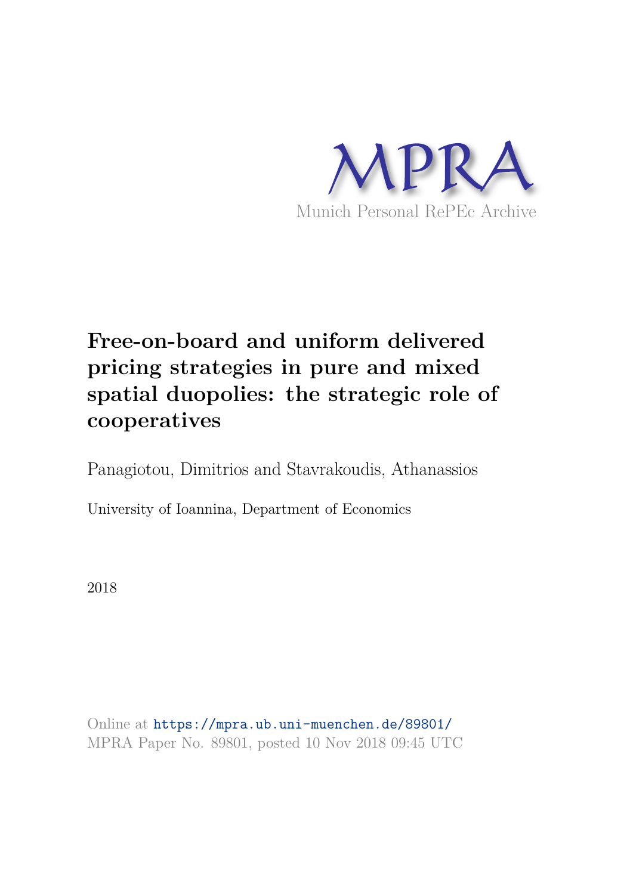MPRA

Munich Personal RePEc Archive

# Free-on-board and uniform delivered pricing strategies in pure and mixed spatial duopolies: the strategic role of cooperatives

Panagiotou, Dimitrios and Stavrakoudis, Athanassios

University of Ioannina, Department of Economics

2018

Online at https://mpra.ub.uni-muenchen.de/89801/
MPRA Paper No. 89801, posted 10 Nov 2018 09:45 UTC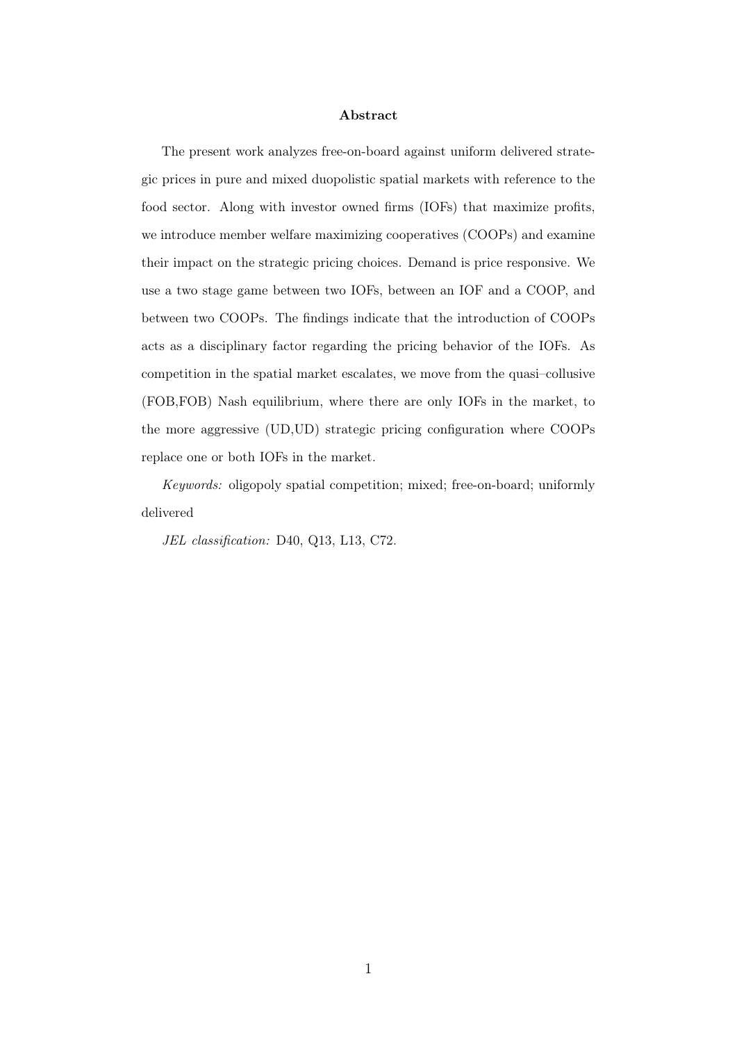## Abstract

The present work analyzes free-on-board against uniform delivered strategic prices in pure and mixed duopolistic spatial markets with reference to the food sector. Along with investor owned firms (IOFs) that maximize profits, we introduce member welfare maximizing cooperatives (COOPs) and examine their impact on the strategic pricing choices. Demand is price responsive. We use a two stage game between two IOFs, between an IOF and a COOP, and between two COOPs. The findings indicate that the introduction of COOPs acts as a disciplinary factor regarding the pricing behavior of the IOFs. As competition in the spatial market escalates, we move from the quasi–collusive (FOB,FOB) Nash equilibrium, where there are only IOFs in the market, to the more aggressive (UD,UD) strategic pricing configuration where COOPs replace one or both IOFs in the market.

*Keywords:* oligopoly spatial competition; mixed; free-on-board; uniformly delivered

*JEL classification:* D40, Q13, L13, C72.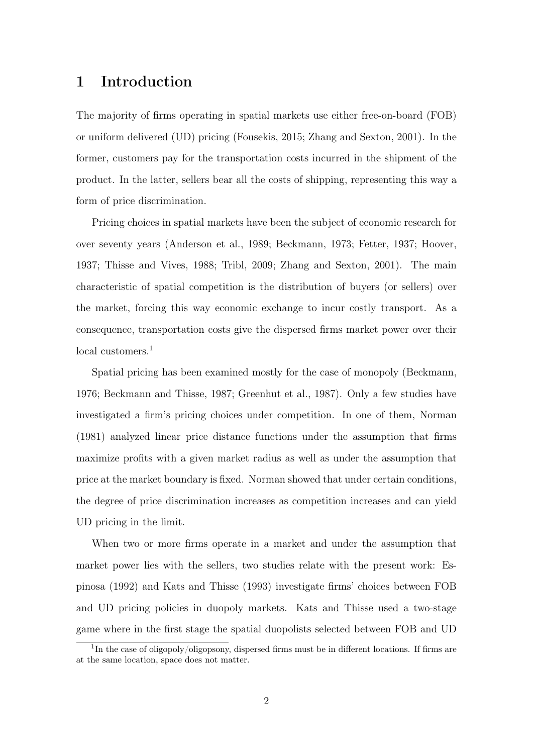# 1 Introduction

The majority of firms operating in spatial markets use either free-on-board (FOB) or uniform delivered (UD) pricing (Fousekis, 2015; Zhang and Sexton, 2001). In the former, customers pay for the transportation costs incurred in the shipment of the product. In the latter, sellers bear all the costs of shipping, representing this way a form of price discrimination.

Pricing choices in spatial markets have been the subject of economic research for over seventy years (Anderson et al., 1989; Beckmann, 1973; Fetter, 1937; Hoover, 1937; Thisse and Vives, 1988; Tribl, 2009; Zhang and Sexton, 2001). The main characteristic of spatial competition is the distribution of buyers (or sellers) over the market, forcing this way economic exchange to incur costly transport. As a consequence, transportation costs give the dispersed firms market power over their local customers.[1]

Spatial pricing has been examined mostly for the case of monopoly (Beckmann, 1976; Beckmann and Thisse, 1987; Greenhut et al., 1987). Only a few studies have investigated a firm's pricing choices under competition. In one of them, Norman (1981) analyzed linear price distance functions under the assumption that firms maximize profits with a given market radius as well as under the assumption that price at the market boundary is fixed. Norman showed that under certain conditions, the degree of price discrimination increases as competition increases and can yield UD pricing in the limit.

When two or more firms operate in a market and under the assumption that market power lies with the sellers, two studies relate with the present work: Espinosa (1992) and Kats and Thisse (1993) investigate firms' choices between FOB and UD pricing policies in duopoly markets. Kats and Thisse used a two-stage game where in the first stage the spatial duopolists selected between FOB and UD

[1] In the case of oligopoly/oligopsony, dispersed firms must be in different locations. If firms are at the same location, space does not matter.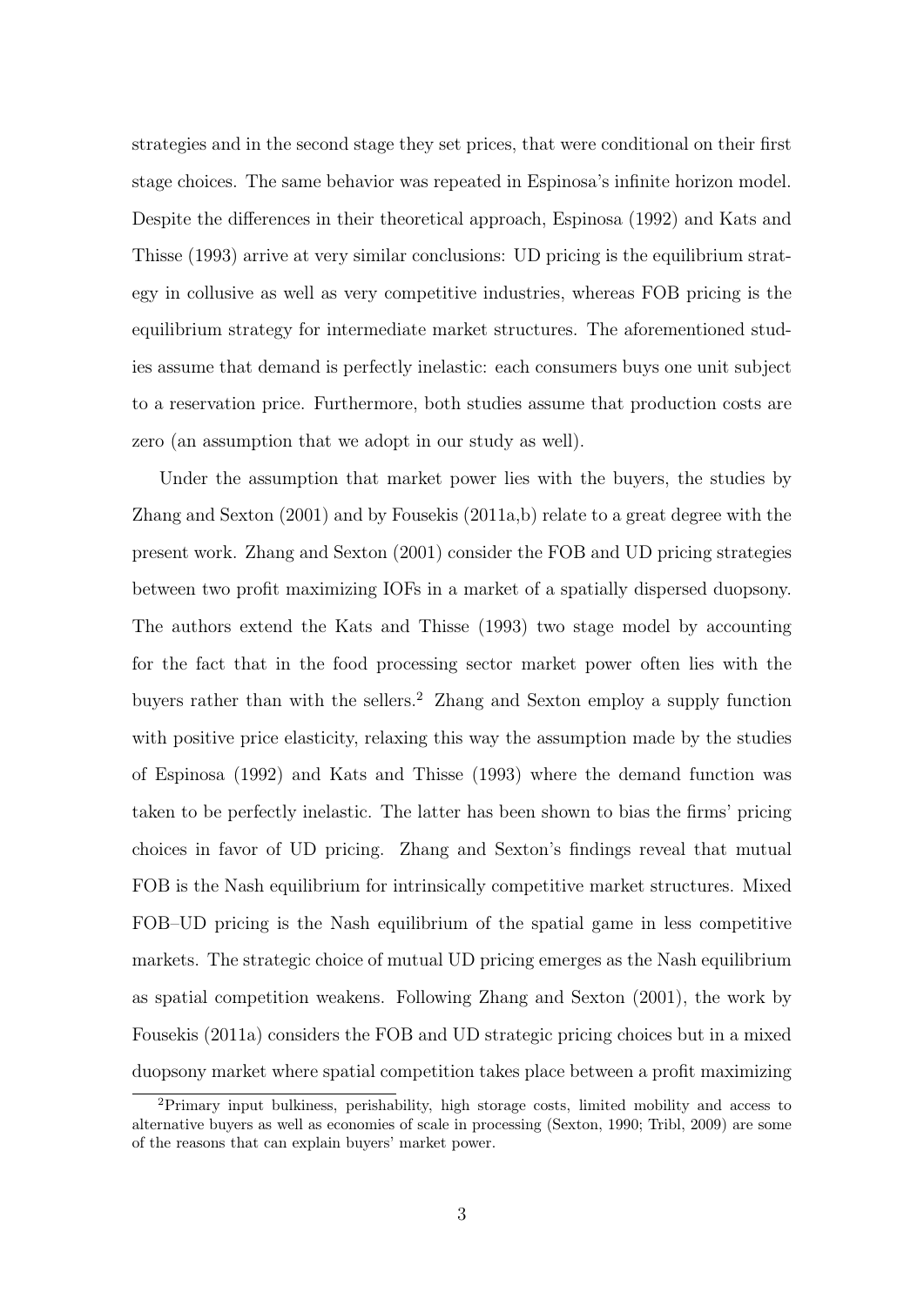strategies and in the second stage they set prices, that were conditional on their first stage choices. The same behavior was repeated in Espinosa's infinite horizon model. Despite the differences in their theoretical approach, Espinosa (1992) and Kats and Thisse (1993) arrive at very similar conclusions: UD pricing is the equilibrium strategy in collusive as well as very competitive industries, whereas FOB pricing is the equilibrium strategy for intermediate market structures. The aforementioned studies assume that demand is perfectly inelastic: each consumers buys one unit subject to a reservation price. Furthermore, both studies assume that production costs are zero (an assumption that we adopt in our study as well).

Under the assumption that market power lies with the buyers, the studies by Zhang and Sexton (2001) and by Fousekis (2011a,b) relate to a great degree with the present work. Zhang and Sexton (2001) consider the FOB and UD pricing strategies between two profit maximizing IOFs in a market of a spatially dispersed duopsony. The authors extend the Kats and Thisse (1993) two stage model by accounting for the fact that in the food processing sector market power often lies with the buyers rather than with the sellers.[2] Zhang and Sexton employ a supply function with positive price elasticity, relaxing this way the assumption made by the studies of Espinosa (1992) and Kats and Thisse (1993) where the demand function was taken to be perfectly inelastic. The latter has been shown to bias the firms' pricing choices in favor of UD pricing. Zhang and Sexton's findings reveal that mutual FOB is the Nash equilibrium for intrinsically competitive market structures. Mixed FOB–UD pricing is the Nash equilibrium of the spatial game in less competitive markets. The strategic choice of mutual UD pricing emerges as the Nash equilibrium as spatial competition weakens. Following Zhang and Sexton (2001), the work by Fousekis (2011a) considers the FOB and UD strategic pricing choices but in a mixed duopsony market where spatial competition takes place between a profit maximizing

[2]Primary input bulkiness, perishability, high storage costs, limited mobility and access to alternative buyers as well as economies of scale in processing (Sexton, 1990; Tribl, 2009) are some of the reasons that can explain buyers' market power.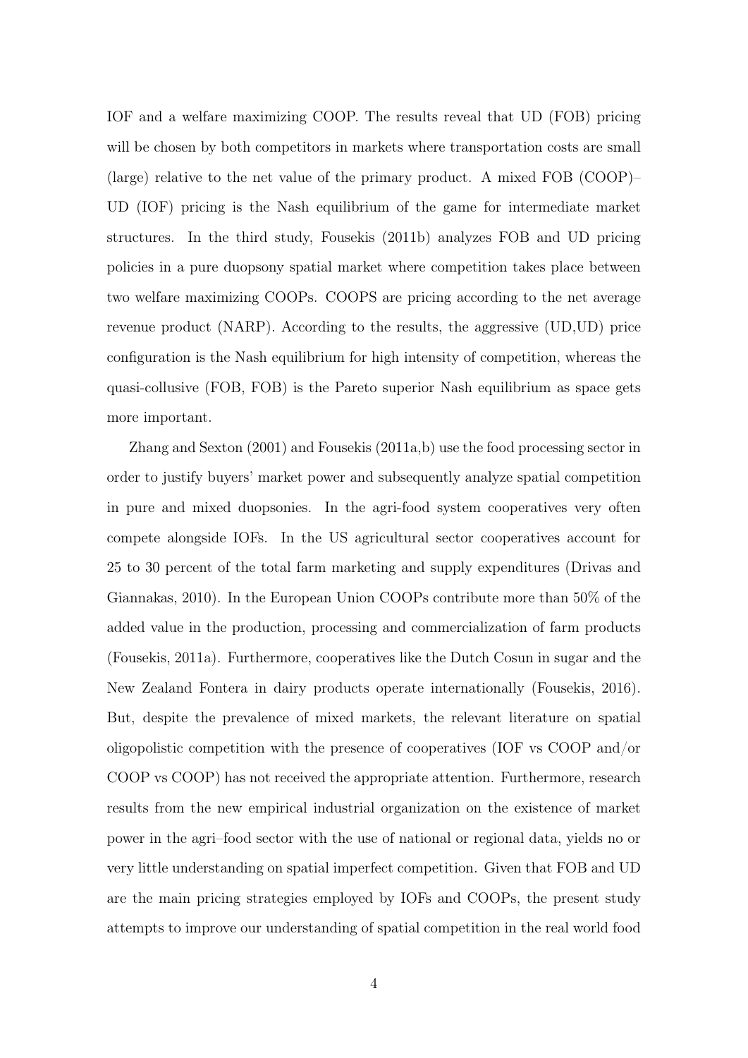IOF and a welfare maximizing COOP. The results reveal that UD (FOB) pricing will be chosen by both competitors in markets where transportation costs are small (large) relative to the net value of the primary product. A mixed FOB (COOP)–UD (IOF) pricing is the Nash equilibrium of the game for intermediate market structures. In the third study, Fousekis (2011b) analyzes FOB and UD pricing policies in a pure duopsony spatial market where competition takes place between two welfare maximizing COOPs. COOPS are pricing according to the net average revenue product (NARP). According to the results, the aggressive (UD,UD) price configuration is the Nash equilibrium for high intensity of competition, whereas the quasi-collusive (FOB, FOB) is the Pareto superior Nash equilibrium as space gets more important.

Zhang and Sexton (2001) and Fousekis (2011a,b) use the food processing sector in order to justify buyers' market power and subsequently analyze spatial competition in pure and mixed duopsonies. In the agri-food system cooperatives very often compete alongside IOFs. In the US agricultural sector cooperatives account for 25 to 30 percent of the total farm marketing and supply expenditures (Drivas and Giannakas, 2010). In the European Union COOPs contribute more than 50% of the added value in the production, processing and commercialization of farm products (Fousekis, 2011a). Furthermore, cooperatives like the Dutch Cosun in sugar and the New Zealand Fontera in dairy products operate internationally (Fousekis, 2016). But, despite the prevalence of mixed markets, the relevant literature on spatial oligopolistic competition with the presence of cooperatives (IOF vs COOP and/or COOP vs COOP) has not received the appropriate attention. Furthermore, research results from the new empirical industrial organization on the existence of market power in the agri–food sector with the use of national or regional data, yields no or very little understanding on spatial imperfect competition. Given that FOB and UD are the main pricing strategies employed by IOFs and COOPs, the present study attempts to improve our understanding of spatial competition in the real world food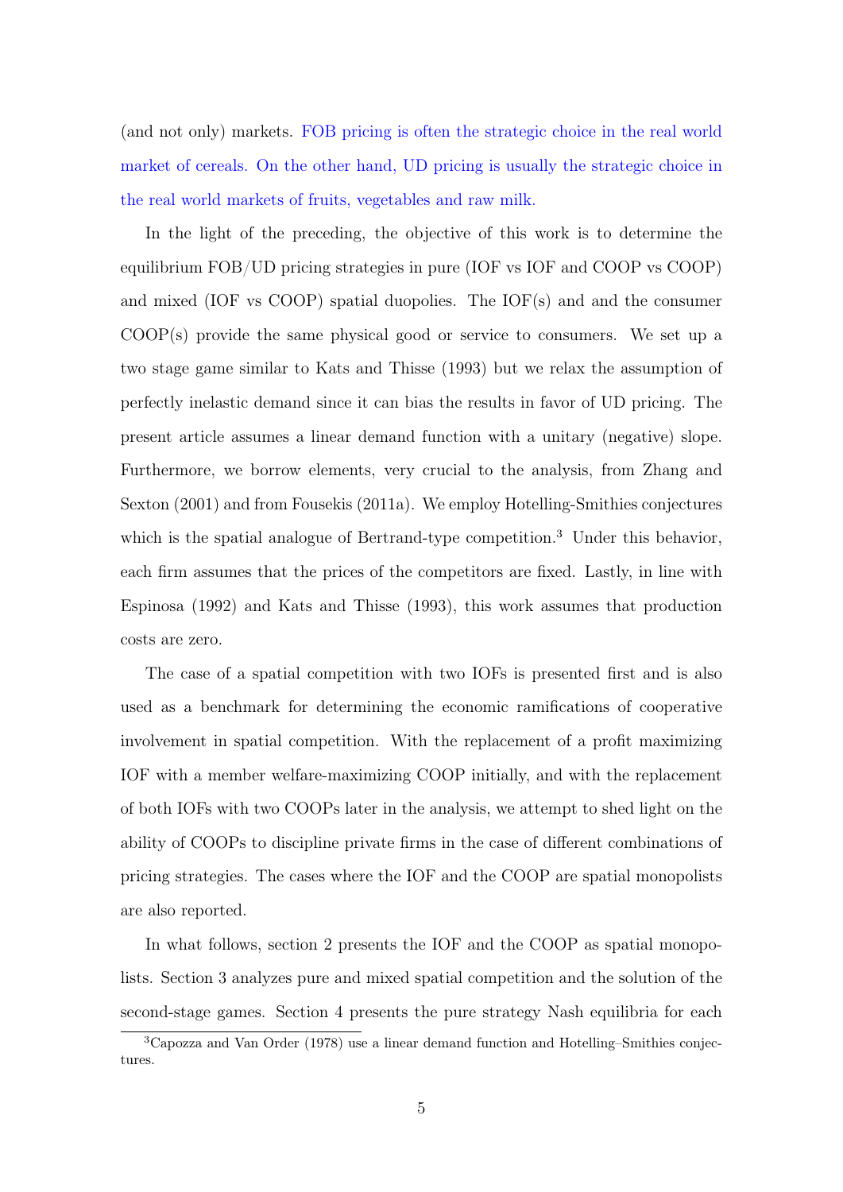(and not only) markets. FOB pricing is often the strategic choice in the real world market of cereals. On the other hand, UD pricing is usually the strategic choice in the real world markets of fruits, vegetables and raw milk.

In the light of the preceding, the objective of this work is to determine the equilibrium FOB/UD pricing strategies in pure (IOF vs IOF and COOP vs COOP) and mixed (IOF vs COOP) spatial duopolies. The IOF(s) and and the consumer COOP(s) provide the same physical good or service to consumers. We set up a two stage game similar to Kats and Thisse (1993) but we relax the assumption of perfectly inelastic demand since it can bias the results in favor of UD pricing. The present article assumes a linear demand function with a unitary (negative) slope. Furthermore, we borrow elements, very crucial to the analysis, from Zhang and Sexton (2001) and from Fousekis (2011a). We employ Hotelling-Smithies conjectures which is the spatial analogue of Bertrand-type competition.[3] Under this behavior, each firm assumes that the prices of the competitors are fixed. Lastly, in line with Espinosa (1992) and Kats and Thisse (1993), this work assumes that production costs are zero.

The case of a spatial competition with two IOFs is presented first and is also used as a benchmark for determining the economic ramifications of cooperative involvement in spatial competition. With the replacement of a profit maximizing IOF with a member welfare-maximizing COOP initially, and with the replacement of both IOFs with two COOPs later in the analysis, we attempt to shed light on the ability of COOPs to discipline private firms in the case of different combinations of pricing strategies. The cases where the IOF and the COOP are spatial monopolists are also reported.

In what follows, section 2 presents the IOF and the COOP as spatial monopolists. Section 3 analyzes pure and mixed spatial competition and the solution of the second-stage games. Section 4 presents the pure strategy Nash equilibria for each

[3] Capozza and Van Order (1978) use a linear demand function and Hotelling–Smithies conjectures.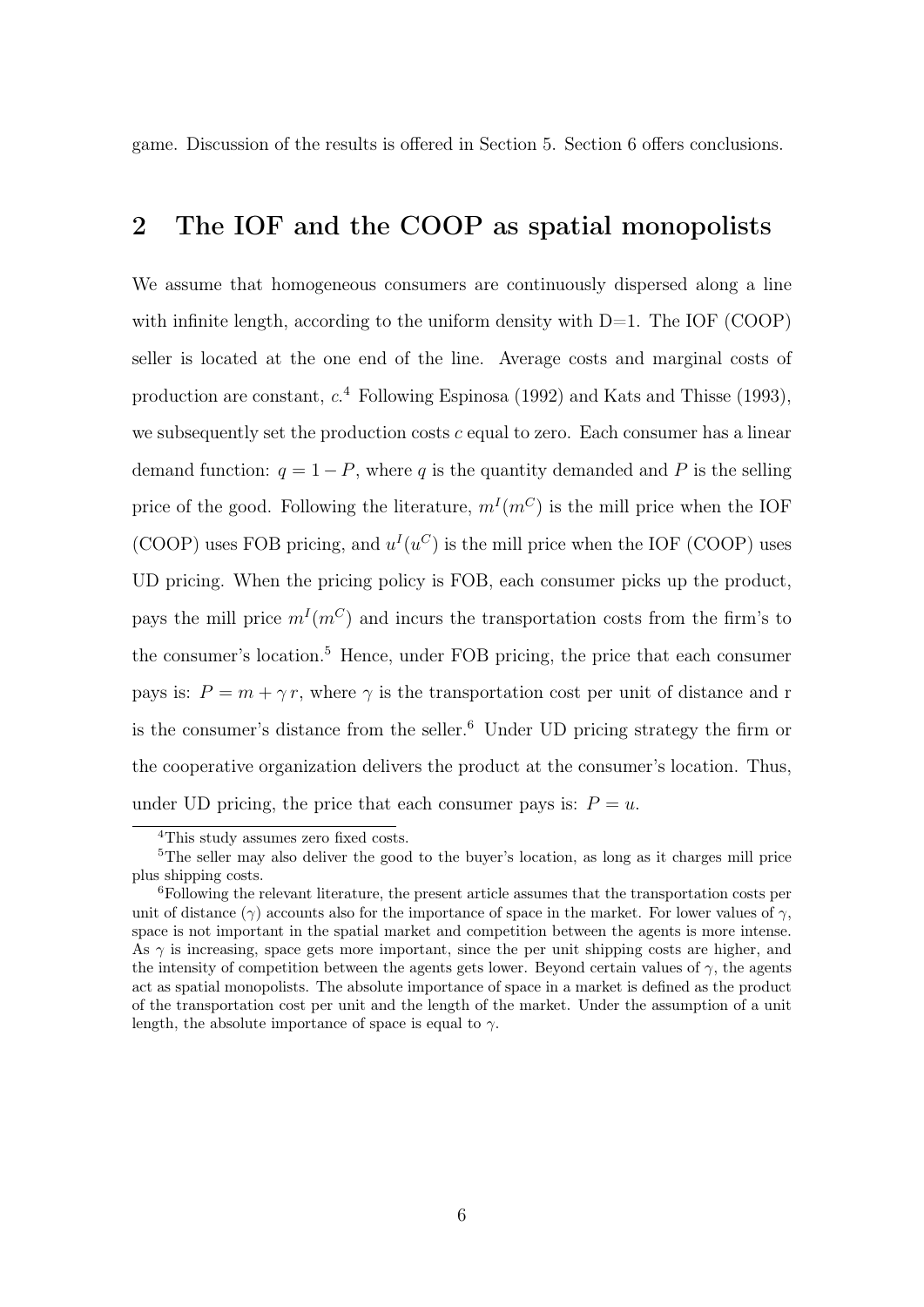game. Discussion of the results is offered in Section 5. Section 6 offers conclusions.

## 2 The IOF and the COOP as spatial monopolists

We assume that homogeneous consumers are continuously dispersed along a line with infinite length, according to the uniform density with D=1. The IOF (COOP) seller is located at the one end of the line. Average costs and marginal costs of production are constant, $c$.[4] Following Espinosa (1992) and Kats and Thisse (1993), we subsequently set the production costs $c$ equal to zero. Each consumer has a linear demand function: $q = 1 - P$, where $q$ is the quantity demanded and $P$ is the selling price of the good. Following the literature, $m^I(m^C)$ is the mill price when the IOF (COOP) uses FOB pricing, and $u^I(u^C)$ is the mill price when the IOF (COOP) uses UD pricing. When the pricing policy is FOB, each consumer picks up the product, pays the mill price $m^I(m^C)$ and incurs the transportation costs from the firm's to the consumer's location.[5] Hence, under FOB pricing, the price that each consumer pays is: $P = m + \gamma\, r$, where $\gamma$ is the transportation cost per unit of distance and r is the consumer's distance from the seller.[6] Under UD pricing strategy the firm or the cooperative organization delivers the product at the consumer's location. Thus, under UD pricing, the price that each consumer pays is: $P = u$.

[4]This study assumes zero fixed costs.

[5]The seller may also deliver the good to the buyer's location, as long as it charges mill price plus shipping costs.

[6]Following the relevant literature, the present article assumes that the transportation costs per unit of distance ($\gamma$) accounts also for the importance of space in the market. For lower values of $\gamma$, space is not important in the spatial market and competition between the agents is more intense. As $\gamma$ is increasing, space gets more important, since the per unit shipping costs are higher, and the intensity of competition between the agents gets lower. Beyond certain values of $\gamma$, the agents act as spatial monopolists. The absolute importance of space in a market is defined as the product of the transportation cost per unit and the length of the market. Under the assumption of a unit length, the absolute importance of space is equal to $\gamma$.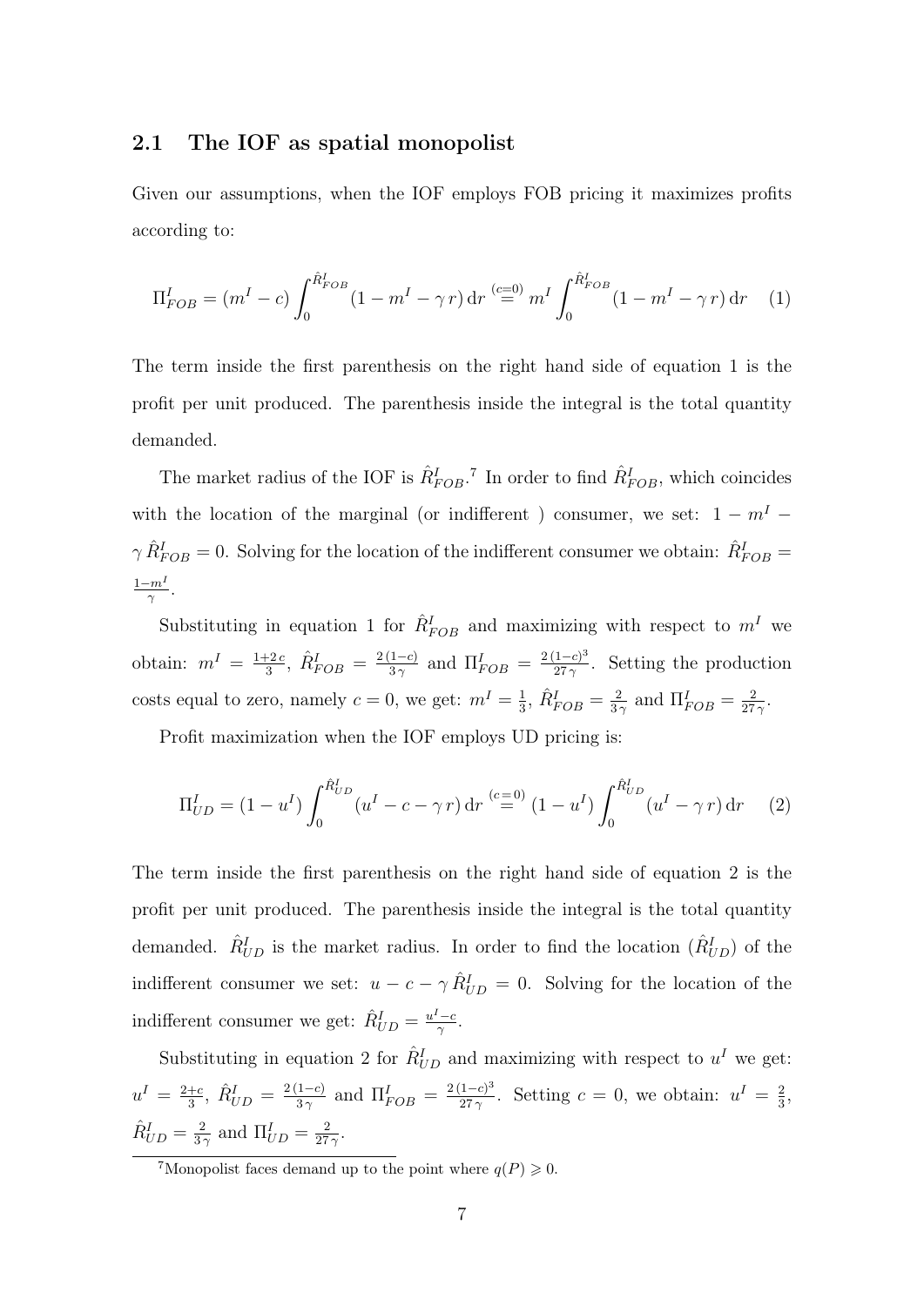## 2.1 The IOF as spatial monopolist

Given our assumptions, when the IOF employs FOB pricing it maximizes profits according to:

$$\Pi^I_{FOB} = (m^I - c)\int_0^{\hat{R}^I_{FOB}} (1 - m^I - \gamma\, r)\, \mathrm{d}r \overset{(c=0)}{=} m^I \int_0^{\hat{R}^I_{FOB}} (1 - m^I - \gamma\, r)\, \mathrm{d}r \quad (1)$$

The term inside the first parenthesis on the right hand side of equation 1 is the profit per unit produced. The parenthesis inside the integral is the total quantity demanded.

The market radius of the IOF is $\hat{R}^I_{FOB}$.[7] In order to find $\hat{R}^I_{FOB}$, which coincides with the location of the marginal (or indifferent ) consumer, we set: $1 - m^I - \gamma\, \hat{R}^I_{FOB} = 0$. Solving for the location of the indifferent consumer we obtain: $\hat{R}^I_{FOB} = \frac{1-m^I}{\gamma}$.

Substituting in equation 1 for $\hat{R}^I_{FOB}$ and maximizing with respect to $m^I$ we obtain: $m^I = \frac{1+2\,c}{3}$, $\hat{R}^I_{FOB} = \frac{2\,(1-c)}{3\,\gamma}$ and $\Pi^I_{FOB} = \frac{2\,(1-c)^3}{27\,\gamma}$. Setting the production costs equal to zero, namely $c = 0$, we get: $m^I = \frac{1}{3}$, $\hat{R}^I_{FOB} = \frac{2}{3\,\gamma}$ and $\Pi^I_{FOB} = \frac{2}{27\,\gamma}$.

Profit maximization when the IOF employs UD pricing is:

$$\Pi^I_{UD} = (1 - u^I)\int_0^{\hat{R}^I_{UD}} (u^I - c - \gamma\, r)\, \mathrm{d}r \overset{(c=0)}{=} (1 - u^I)\int_0^{\hat{R}^I_{UD}} (u^I - \gamma\, r)\, \mathrm{d}r \quad (2)$$

The term inside the first parenthesis on the right hand side of equation 2 is the profit per unit produced. The parenthesis inside the integral is the total quantity demanded. $\hat{R}^I_{UD}$ is the market radius. In order to find the location ($\hat{R}^I_{UD}$) of the indifferent consumer we set: $u - c - \gamma\, \hat{R}^I_{UD} = 0$. Solving for the location of the indifferent consumer we get: $\hat{R}^I_{UD} = \frac{u^I - c}{\gamma}$.

Substituting in equation 2 for $\hat{R}^I_{UD}$ and maximizing with respect to $u^I$ we get: $u^I = \frac{2+c}{3}$, $\hat{R}^I_{UD} = \frac{2\,(1-c)}{3\,\gamma}$ and $\Pi^I_{FOB} = \frac{2\,(1-c)^3}{27\,\gamma}$. Setting $c = 0$, we obtain: $u^I = \frac{2}{3}$, $\hat{R}^I_{UD} = \frac{2}{3\,\gamma}$ and $\Pi^I_{UD} = \frac{2}{27\,\gamma}$.

[7] Monopolist faces demand up to the point where $q(P) \geqslant 0$.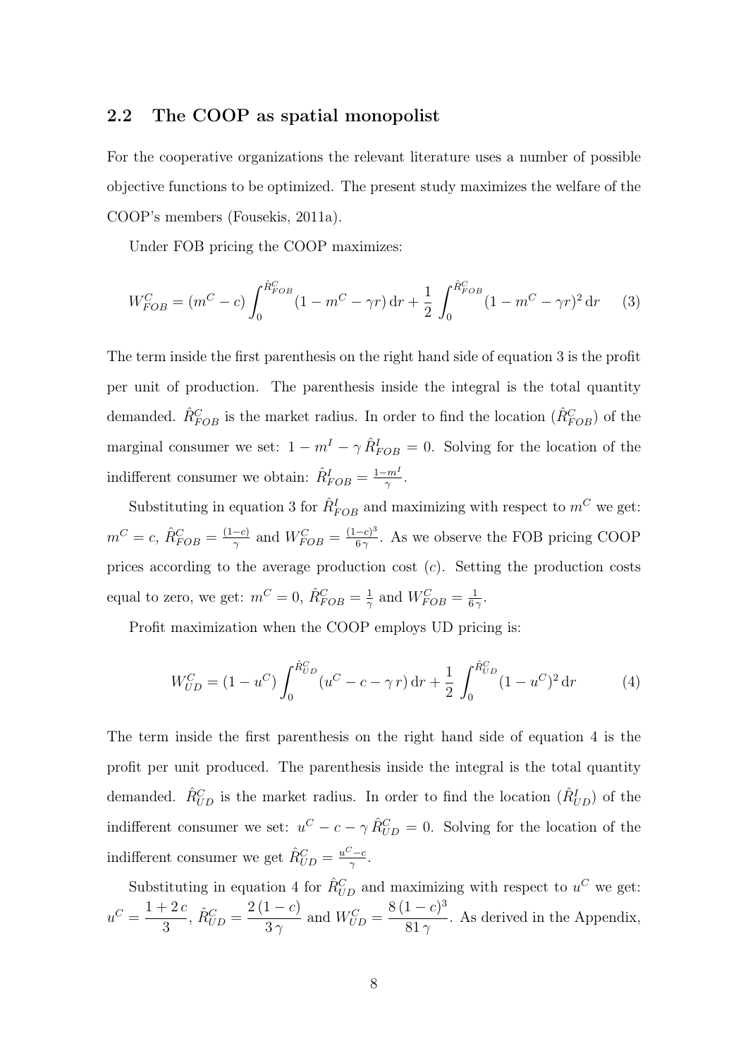## 2.2 The COOP as spatial monopolist

For the cooperative organizations the relevant literature uses a number of possible objective functions to be optimized. The present study maximizes the welfare of the COOP's members (Fousekis, 2011a).

Under FOB pricing the COOP maximizes:

$$W^C_{FOB} = (m^C - c)\int_0^{\hat{R}^C_{FOB}} (1 - m^C - \gamma r)\,\mathrm{d}r + \frac{1}{2}\int_0^{\hat{R}^C_{FOB}} (1 - m^C - \gamma r)^2\,\mathrm{d}r \qquad (3)$$

The term inside the first parenthesis on the right hand side of equation 3 is the profit per unit of production. The parenthesis inside the integral is the total quantity demanded. $\hat{R}^C_{FOB}$ is the market radius. In order to find the location ($\hat{R}^C_{FOB}$) of the marginal consumer we set: $1 - m^I - \gamma\,\hat{R}^I_{FOB} = 0$. Solving for the location of the indifferent consumer we obtain: $\hat{R}^I_{FOB} = \frac{1-m^I}{\gamma}$.

Substituting in equation 3 for $\hat{R}^I_{FOB}$ and maximizing with respect to $m^C$ we get: $m^C = c$, $\hat{R}^C_{FOB} = \frac{(1-c)}{\gamma}$ and $W^C_{FOB} = \frac{(1-c)^3}{6\gamma}$. As we observe the FOB pricing COOP prices according to the average production cost ($c$). Setting the production costs equal to zero, we get: $m^C = 0$, $\hat{R}^C_{FOB} = \frac{1}{\gamma}$ and $W^C_{FOB} = \frac{1}{6\gamma}$.

Profit maximization when the COOP employs UD pricing is:

$$W^C_{UD} = (1 - u^C)\int_0^{\hat{R}^C_{UD}} (u^C - c - \gamma\, r)\,\mathrm{d}r + \frac{1}{2}\int_0^{\hat{R}^C_{UD}} (1 - u^C)^2\,\mathrm{d}r \qquad (4)$$

The term inside the first parenthesis on the right hand side of equation 4 is the profit per unit produced. The parenthesis inside the integral is the total quantity demanded. $\hat{R}^C_{UD}$ is the market radius. In order to find the location ($\hat{R}^I_{UD}$) of the indifferent consumer we set: $u^C - c - \gamma\,\hat{R}^C_{UD} = 0$. Solving for the location of the indifferent consumer we get $\hat{R}^C_{UD} = \frac{u^C - c}{\gamma}$.

Substituting in equation 4 for $\hat{R}^C_{UD}$ and maximizing with respect to $u^C$ we get: $u^C = \dfrac{1 + 2\,c}{3}$, $\hat{R}^C_{UD} = \dfrac{2\,(1-c)}{3\,\gamma}$ and $W^C_{UD} = \dfrac{8\,(1-c)^3}{81\,\gamma}$. As derived in the Appendix,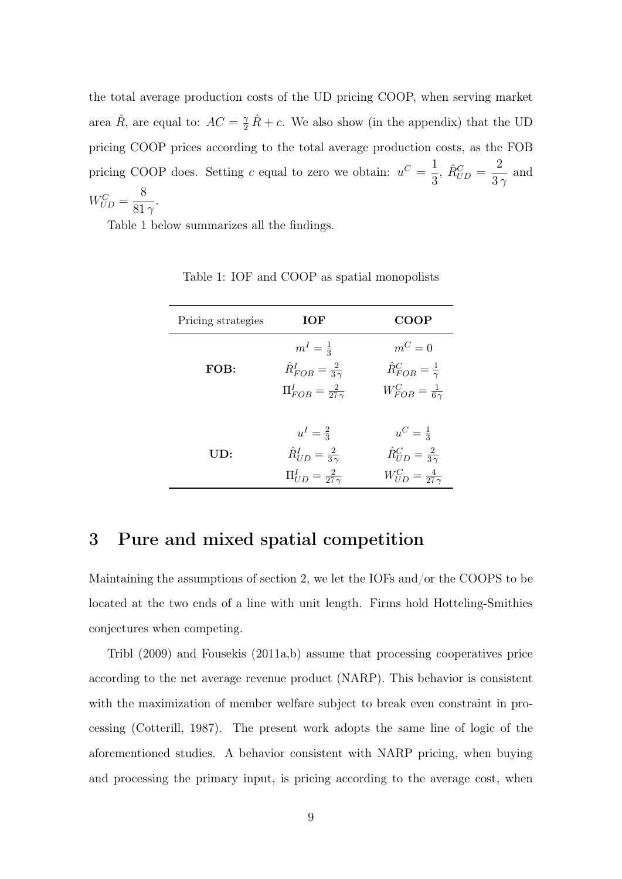the total average production costs of the UD pricing COOP, when serving market area $\hat{R}$, are equal to: $AC = \frac{\gamma}{2}\,\hat{R} + c$. We also show (in the appendix) that the UD pricing COOP prices according to the total average production costs, as the FOB pricing COOP does. Setting $c$ equal to zero we obtain: $u^C = \dfrac{1}{3}$, $\hat{R}^C_{UD} = \dfrac{2}{3\,\gamma}$ and $W^C_{UD} = \dfrac{8}{81\,\gamma}$.

Table 1 below summarizes all the findings.

Table 1: IOF and COOP as spatial monopolists

| Pricing strategies | **IOF** | **COOP** |
|---|---|---|
| **FOB:** | $m^I = \frac{1}{3}$<br>$\hat{R}^I_{FOB} = \frac{2}{3\gamma}$<br>$\Pi^I_{FOB} = \frac{2}{27\gamma}$ | $m^C = 0$<br>$\hat{R}^C_{FOB} = \frac{1}{\gamma}$<br>$W^C_{FOB} = \frac{1}{6\gamma}$ |
| **UD:** | $u^I = \frac{2}{3}$<br>$\hat{R}^I_{UD} = \frac{2}{3\gamma}$<br>$\Pi^I_{UD} = \frac{2}{27\gamma}$ | $u^C = \frac{1}{3}$<br>$\hat{R}^C_{UD} = \frac{2}{3\gamma}$<br>$W^C_{UD} = \frac{4}{27\gamma}$ |

## 3 Pure and mixed spatial competition

Maintaining the assumptions of section 2, we let the IOFs and/or the COOPS to be located at the two ends of a line with unit length. Firms hold Hotteling-Smithies conjectures when competing.

Tribl (2009) and Fousekis (2011a,b) assume that processing cooperatives price according to the net average revenue product (NARP). This behavior is consistent with the maximization of member welfare subject to break even constraint in processing (Cotterill, 1987). The present work adopts the same line of logic of the aforementioned studies. A behavior consistent with NARP pricing, when buying and processing the primary input, is pricing according to the average cost, when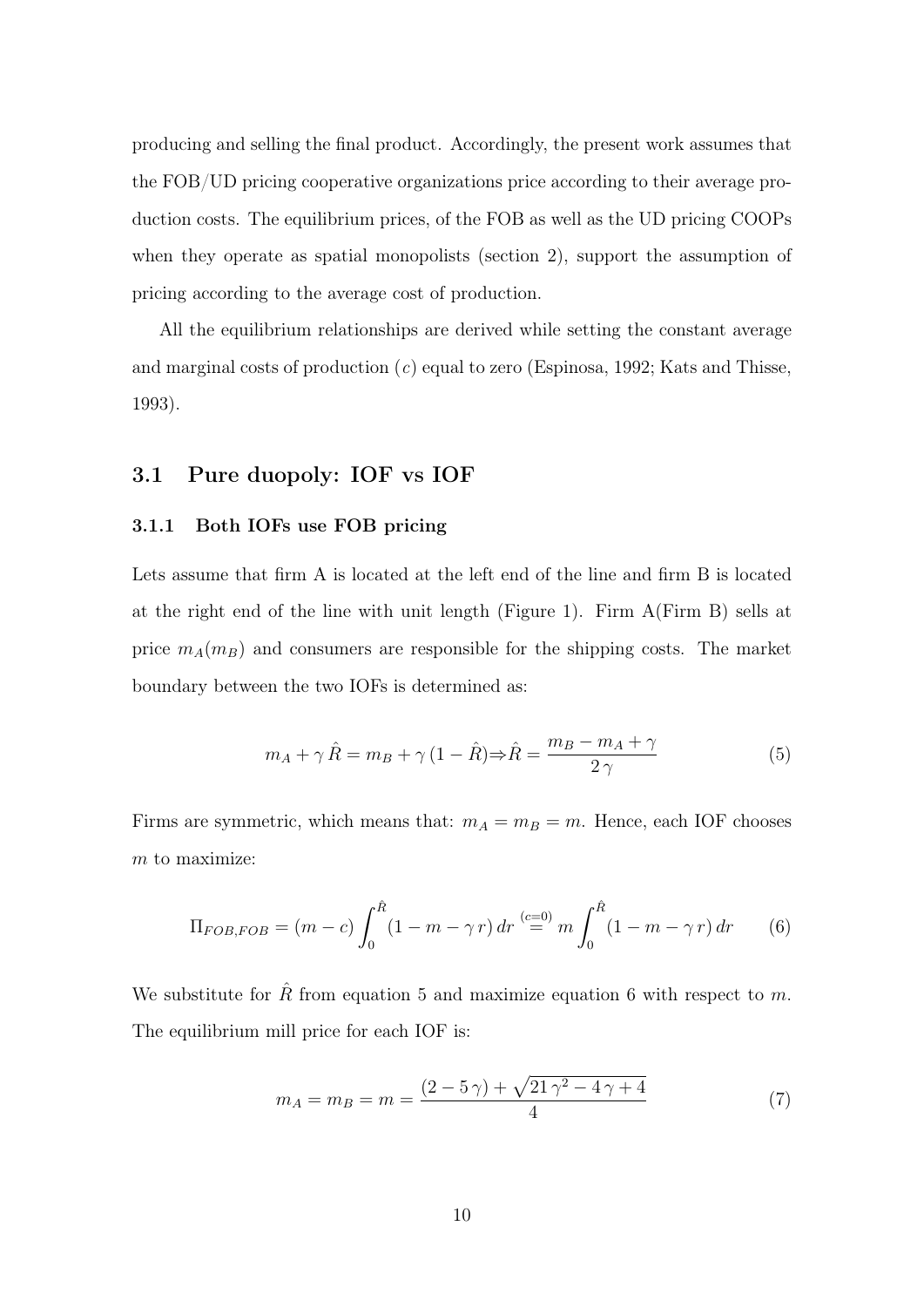producing and selling the final product. Accordingly, the present work assumes that the FOB/UD pricing cooperative organizations price according to their average production costs. The equilibrium prices, of the FOB as well as the UD pricing COOPs when they operate as spatial monopolists (section 2), support the assumption of pricing according to the average cost of production.

All the equilibrium relationships are derived while setting the constant average and marginal costs of production ($c$) equal to zero (Espinosa, 1992; Kats and Thisse, 1993).

## 3.1 Pure duopoly: IOF vs IOF

### 3.1.1 Both IOFs use FOB pricing

Lets assume that firm A is located at the left end of the line and firm B is located at the right end of the line with unit length (Figure 1). Firm A(Firm B) sells at price $m_A(m_B)$ and consumers are responsible for the shipping costs. The market boundary between the two IOFs is determined as:

$$m_A + \gamma\,\hat{R} = m_B + \gamma\,(1-\hat{R}) \Rightarrow \hat{R} = \frac{m_B - m_A + \gamma}{2\,\gamma} \tag{5}$$

Firms are symmetric, which means that: $m_A = m_B = m$. Hence, each IOF chooses $m$ to maximize:

$$\Pi_{FOB,FOB} = (m-c)\int_0^{\hat{R}} (1 - m - \gamma\,r)\,dr \overset{(c=0)}{=} m\int_0^{\hat{R}} (1 - m - \gamma\,r)\,dr \tag{6}$$

We substitute for $\hat{R}$ from equation 5 and maximize equation 6 with respect to $m$. The equilibrium mill price for each IOF is:

$$m_A = m_B = m = \frac{(2-5\,\gamma) + \sqrt{21\,\gamma^2 - 4\,\gamma + 4}}{4} \tag{7}$$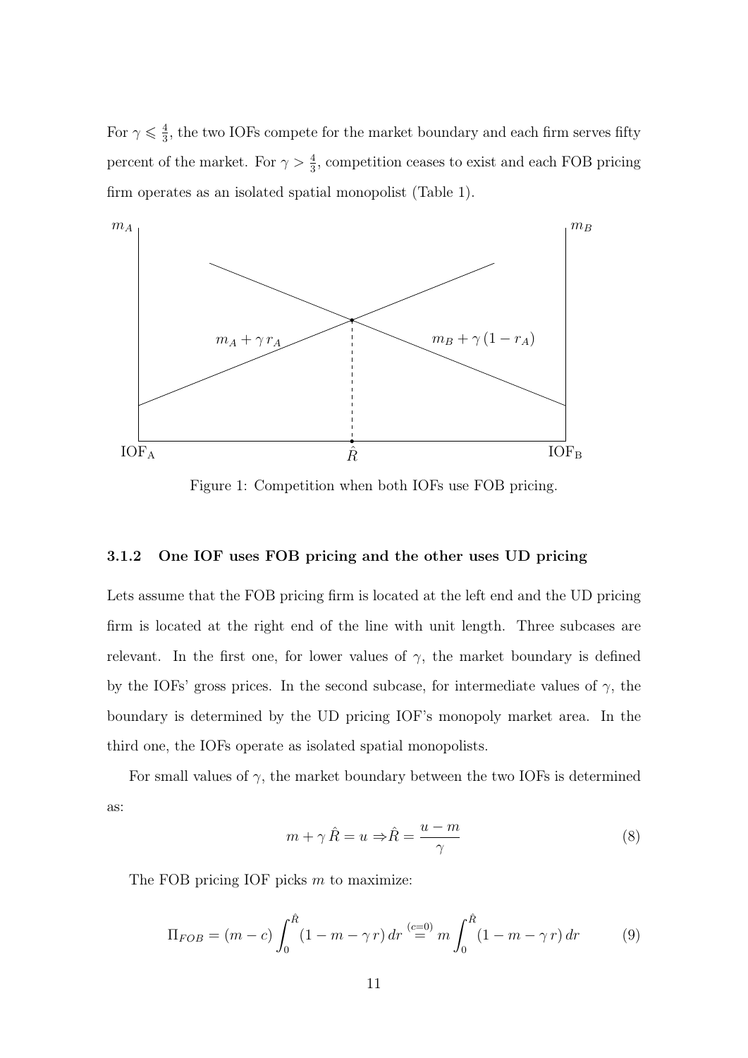For $\gamma \leqslant \frac{4}{3}$, the two IOFs compete for the market boundary and each firm serves fifty percent of the market. For $\gamma > \frac{4}{3}$, competition ceases to exist and each FOB pricing firm operates as an isolated spatial monopolist (Table 1).

Figure 1: Competition when both IOFs use FOB pricing.

### 3.1.2 One IOF uses FOB pricing and the other uses UD pricing

Lets assume that the FOB pricing firm is located at the left end and the UD pricing firm is located at the right end of the line with unit length. Three subcases are relevant. In the first one, for lower values of $\gamma$, the market boundary is defined by the IOFs' gross prices. In the second subcase, for intermediate values of $\gamma$, the boundary is determined by the UD pricing IOF's monopoly market area. In the third one, the IOFs operate as isolated spatial monopolists.

For small values of $\gamma$, the market boundary between the two IOFs is determined as:

$$m + \gamma \hat{R} = u \Rightarrow \hat{R} = \frac{u - m}{\gamma} \tag{8}$$

The FOB pricing IOF picks $m$ to maximize:

$$\Pi_{FOB} = (m - c) \int_0^{\hat{R}} (1 - m - \gamma r) \, dr \overset{(c=0)}{=} m \int_0^{\hat{R}} (1 - m - \gamma r) \, dr \tag{9}$$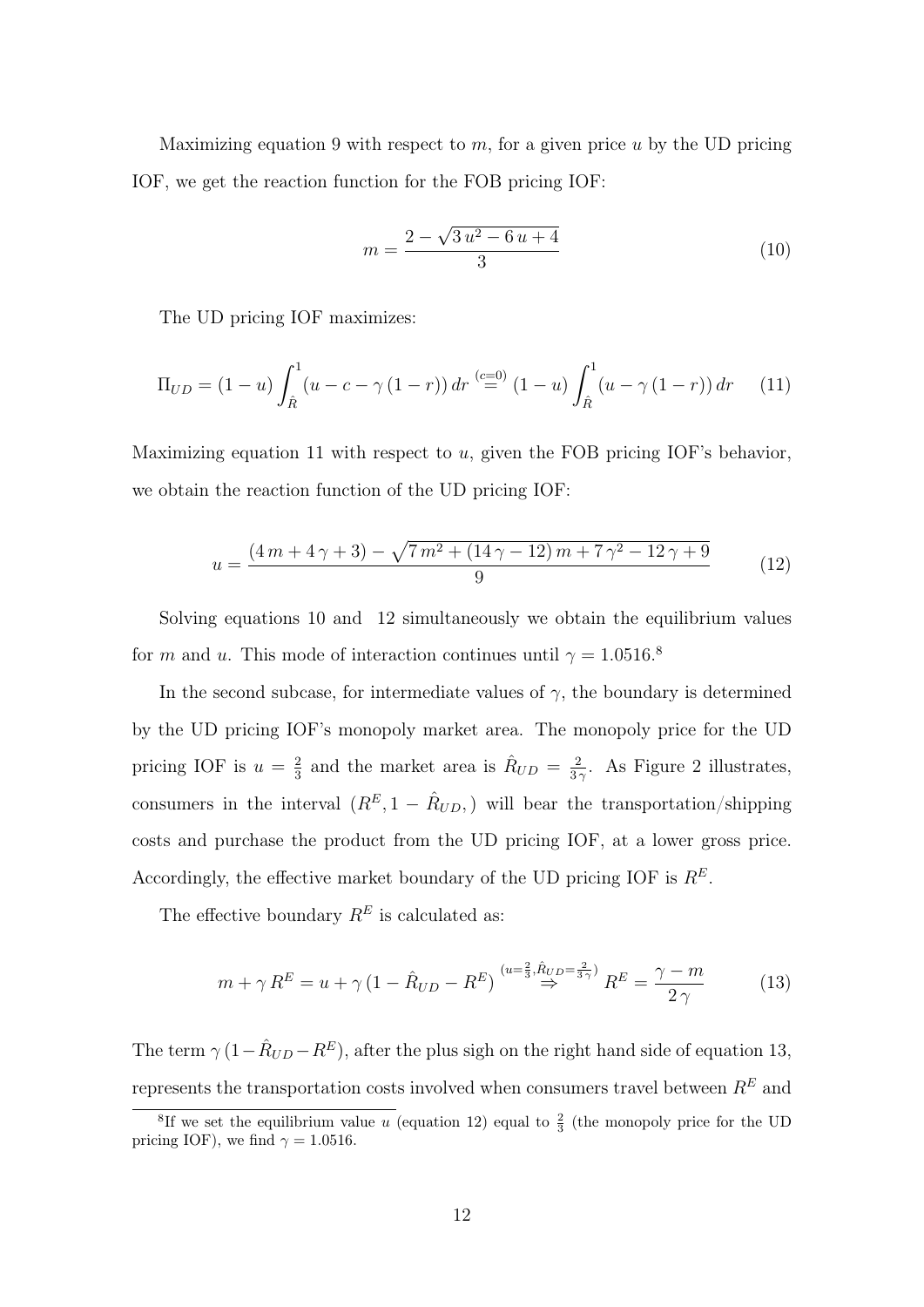Maximizing equation 9 with respect to $m$, for a given price $u$ by the UD pricing IOF, we get the reaction function for the FOB pricing IOF:

$$m = \frac{2 - \sqrt{3\,u^2 - 6\,u + 4}}{3} \tag{10}$$

The UD pricing IOF maximizes:

$$\Pi_{UD} = (1-u)\int_{\hat{R}}^{1} (u - c - \gamma\,(1-r))\,dr \stackrel{(c=0)}{=} (1-u)\int_{\hat{R}}^{1} (u - \gamma\,(1-r))\,dr \tag{11}$$

Maximizing equation 11 with respect to $u$, given the FOB pricing IOF's behavior, we obtain the reaction function of the UD pricing IOF:

$$u = \frac{(4\,m + 4\,\gamma + 3) - \sqrt{7\,m^2 + (14\,\gamma - 12)\,m + 7\,\gamma^2 - 12\,\gamma + 9}}{9} \tag{12}$$

Solving equations 10 and 12 simultaneously we obtain the equilibrium values for $m$ and $u$. This mode of interaction continues until $\gamma = 1.0516$.[8]

In the second subcase, for intermediate values of $\gamma$, the boundary is determined by the UD pricing IOF's monopoly market area. The monopoly price for the UD pricing IOF is $u = \frac{2}{3}$ and the market area is $\hat{R}_{UD} = \frac{2}{3\gamma}$. As Figure 2 illustrates, consumers in the interval $(R^E, 1 - \hat{R}_{UD},)$ will bear the transportation/shipping costs and purchase the product from the UD pricing IOF, at a lower gross price. Accordingly, the effective market boundary of the UD pricing IOF is $R^E$.

The effective boundary $R^E$ is calculated as:

$$m + \gamma\,R^E = u + \gamma\,(1 - \hat{R}_{UD} - R^E) \stackrel{(u=\frac{2}{3},\hat{R}_{UD}=\frac{2}{3\gamma})}{\Rightarrow} R^E = \frac{\gamma - m}{2\,\gamma} \tag{13}$$

The term $\gamma\,(1-\hat{R}_{UD}-R^E)$, after the plus sigh on the right hand side of equation 13, represents the transportation costs involved when consumers travel between $R^E$ and

[8] If we set the equilibrium value $u$ (equation 12) equal to $\frac{2}{3}$ (the monopoly price for the UD pricing IOF), we find $\gamma = 1.0516$.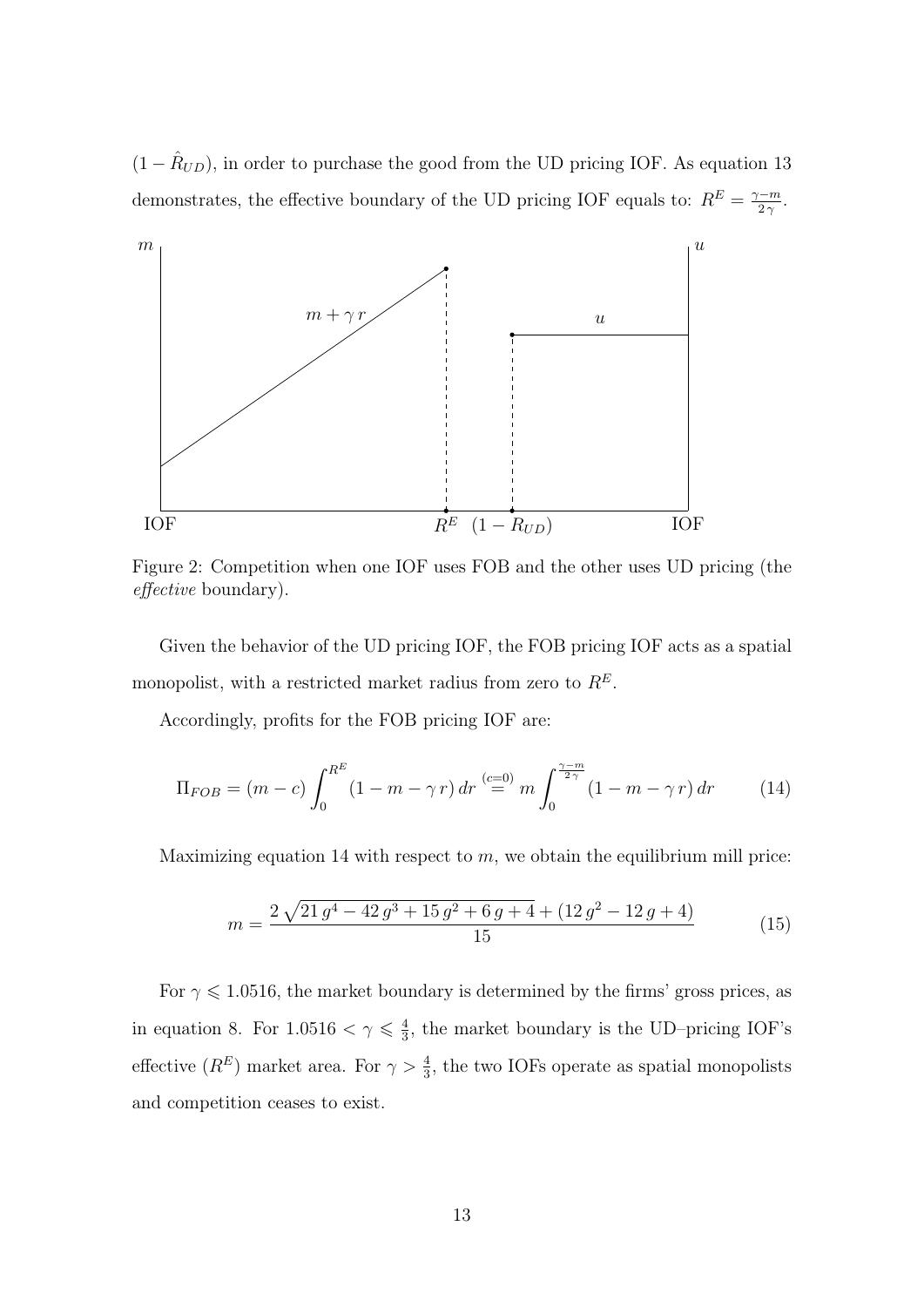$(1 - \hat{R}_{UD})$, in order to purchase the good from the UD pricing IOF. As equation 13 demonstrates, the effective boundary of the UD pricing IOF equals to: $R^E = \frac{\gamma - m}{2\gamma}$.

Figure 2: Competition when one IOF uses FOB and the other uses UD pricing (the *effective* boundary).

Given the behavior of the UD pricing IOF, the FOB pricing IOF acts as a spatial monopolist, with a restricted market radius from zero to $R^E$.

Accordingly, profits for the FOB pricing IOF are:

$$\Pi_{FOB} = (m - c) \int_0^{R^E} (1 - m - \gamma\, r)\, dr \overset{(c=0)}{=} m \int_0^{\frac{\gamma - m}{2\gamma}} (1 - m - \gamma\, r)\, dr \tag{14}$$

Maximizing equation 14 with respect to $m$, we obtain the equilibrium mill price:

$$m = \frac{2\sqrt{21\, g^4 - 42\, g^3 + 15\, g^2 + 6\, g + 4} + (12\, g^2 - 12\, g + 4)}{15} \tag{15}$$

For $\gamma \leqslant 1.0516$, the market boundary is determined by the firms' gross prices, as in equation 8. For $1.0516 < \gamma \leqslant \frac{4}{3}$, the market boundary is the UD–pricing IOF's effective ($R^E$) market area. For $\gamma > \frac{4}{3}$, the two IOFs operate as spatial monopolists and competition ceases to exist.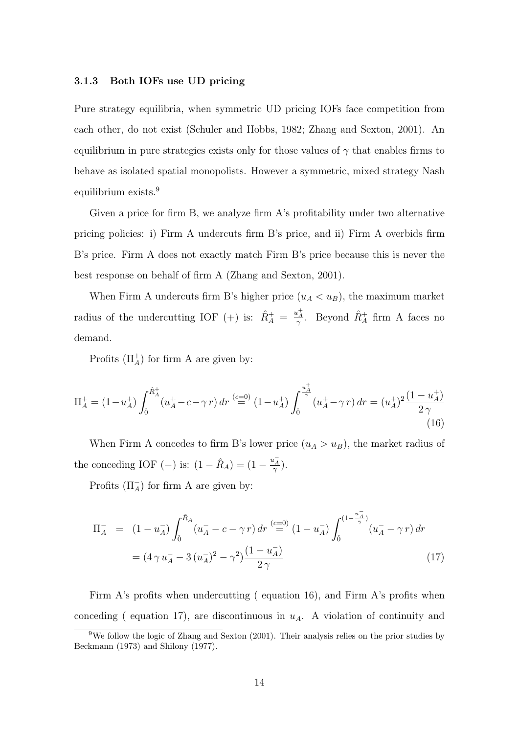### 3.1.3 Both IOFs use UD pricing

Pure strategy equilibria, when symmetric UD pricing IOFs face competition from each other, do not exist (Schuler and Hobbs, 1982; Zhang and Sexton, 2001). An equilibrium in pure strategies exists only for those values of $\gamma$ that enables firms to behave as isolated spatial monopolists. However a symmetric, mixed strategy Nash equilibrium exists.[9]

Given a price for firm B, we analyze firm A's profitability under two alternative pricing policies: i) Firm A undercuts firm B's price, and ii) Firm A overbids firm B's price. Firm A does not exactly match Firm B's price because this is never the best response on behalf of firm A (Zhang and Sexton, 2001).

When Firm A undercuts firm B's higher price ($u_A < u_B$), the maximum market radius of the undercutting IOF (+) is: $\hat{R}_A^+ = \frac{u_A^+}{\gamma}$. Beyond $\hat{R}_A^+$ firm A faces no demand.

Profits ($\Pi_A^+$) for firm A are given by:

$$\Pi_A^+ = (1-u_A^+)\int_{\hat{0}}^{\hat{R}_A^+}(u_A^+ - c - \gamma\, r)\, dr \stackrel{(c=0)}{=} (1-u_A^+)\int_{\hat{0}}^{\frac{u_A^+}{\gamma}}(u_A^+ - \gamma\, r)\, dr = (u_A^+)^2 \frac{(1-u_A^+)}{2\,\gamma} \tag{16}$$

When Firm A concedes to firm B's lower price ($u_A > u_B$), the market radius of the conceding IOF ($-$) is: $(1-\hat{R}_A) = (1-\frac{u_A^-}{\gamma})$.

Profits ($\Pi_A^-$) for firm A are given by:

$$\begin{aligned}
\Pi_A^- &= (1-u_A^-)\int_{\hat{0}}^{\hat{R}_A}(u_A^- - c - \gamma\, r)\, dr \stackrel{(c=0)}{=} (1-u_A^-)\int_{\hat{0}}^{(1-\frac{u_A^-}{\gamma})}(u_A^- - \gamma\, r)\, dr \\
&= (4\,\gamma\, u_A^- - 3\,(u_A^-)^2 - \gamma^2)\frac{(1-u_A^-)}{2\,\gamma}
\end{aligned} \tag{17}$$

Firm A's profits when undercutting ( equation 16), and Firm A's profits when conceding ( equation 17), are discontinuous in $u_A$. A violation of continuity and

[9] We follow the logic of Zhang and Sexton (2001). Their analysis relies on the prior studies by Beckmann (1973) and Shilony (1977).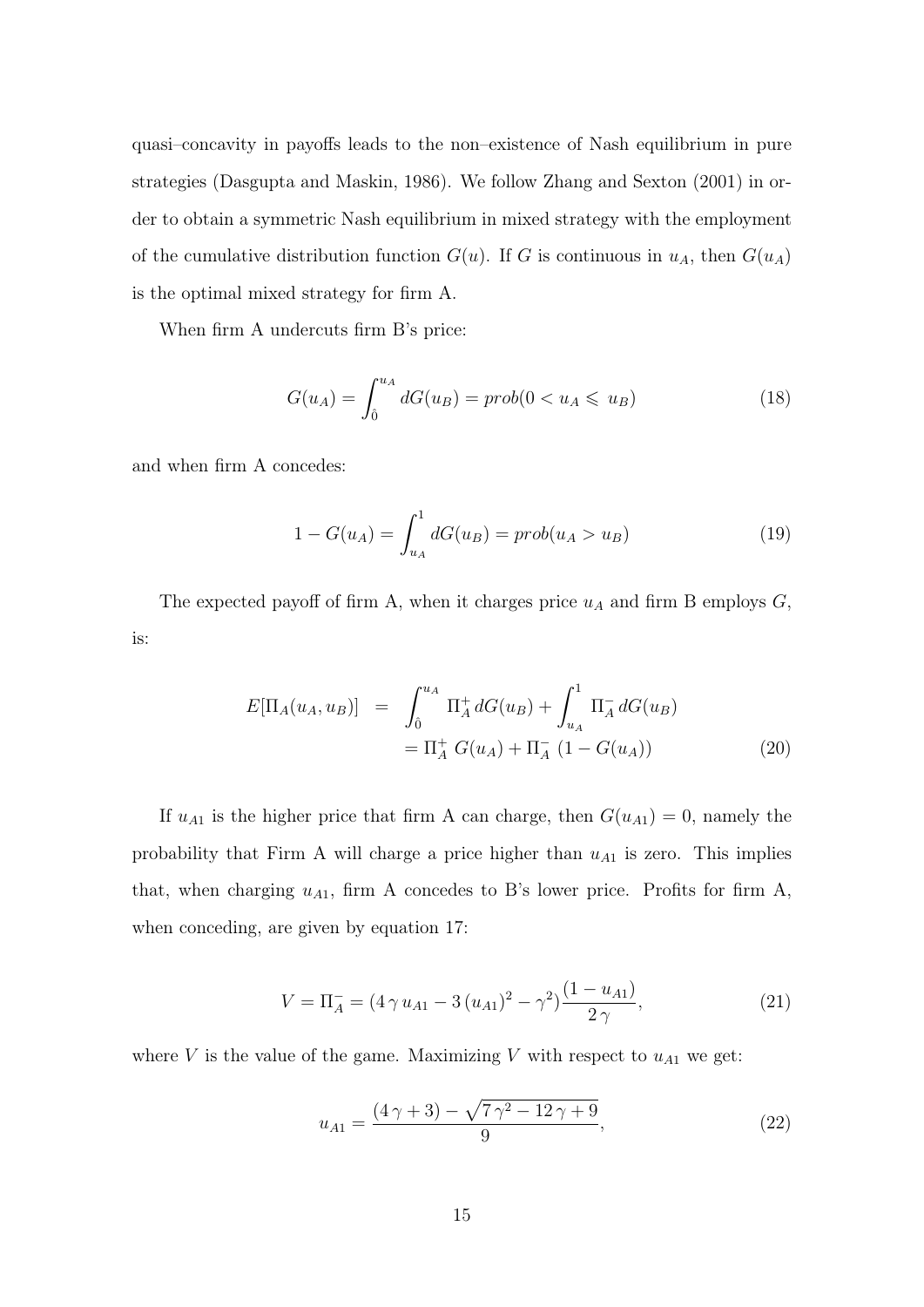quasi–concavity in payoffs leads to the non–existence of Nash equilibrium in pure strategies (Dasgupta and Maskin, 1986). We follow Zhang and Sexton (2001) in order to obtain a symmetric Nash equilibrium in mixed strategy with the employment of the cumulative distribution function $G(u)$. If $G$ is continuous in $u_A$, then $G(u_A)$ is the optimal mixed strategy for firm A.

When firm A undercuts firm B's price:

$$G(u_A) = \int_{\hat{0}}^{u_A} dG(u_B) = prob(0 < u_A \leqslant u_B) \tag{18}$$

and when firm A concedes:

$$1 - G(u_A) = \int_{u_A}^{1} dG(u_B) = prob(u_A > u_B) \tag{19}$$

The expected payoff of firm A, when it charges price $u_A$ and firm B employs $G$, is:

$$\begin{aligned} E[\Pi_A(u_A, u_B)] &= \int_{\hat{0}}^{u_A} \Pi_A^+ \, dG(u_B) + \int_{u_A}^{1} \Pi_A^- \, dG(u_B) \\ &= \Pi_A^+ \, G(u_A) + \Pi_A^- \, (1 - G(u_A)) \end{aligned} \tag{20}$$

If $u_{A1}$ is the higher price that firm A can charge, then $G(u_{A1}) = 0$, namely the probability that Firm A will charge a price higher than $u_{A1}$ is zero. This implies that, when charging $u_{A1}$, firm A concedes to B's lower price. Profits for firm A, when conceding, are given by equation 17:

$$V = \Pi_A^- = (4\,\gamma\, u_{A1} - 3\,(u_{A1})^2 - \gamma^2)\frac{(1 - u_{A1})}{2\,\gamma}, \tag{21}$$

where $V$ is the value of the game. Maximizing $V$ with respect to $u_{A1}$ we get:

$$u_{A1} = \frac{(4\,\gamma + 3) - \sqrt{7\,\gamma^2 - 12\,\gamma + 9}}{9}, \tag{22}$$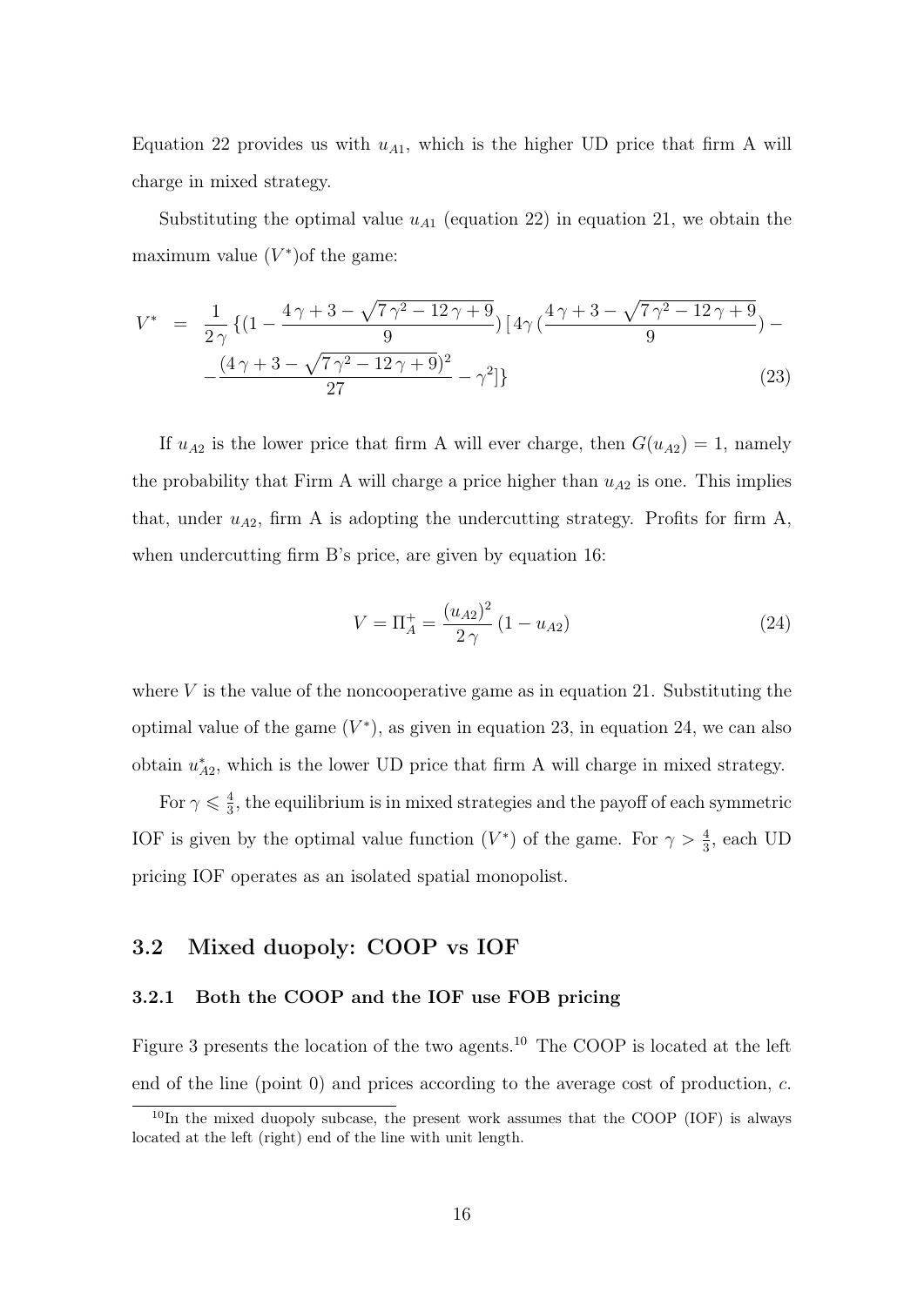Equation 22 provides us with $u_{A1}$, which is the higher UD price that firm A will charge in mixed strategy.

Substituting the optimal value $u_{A1}$ (equation 22) in equation 21, we obtain the maximum value ($V^*$)of the game:

$$
\begin{aligned}
V^* &= \frac{1}{2\gamma}\{(1-\frac{4\gamma+3-\sqrt{7\gamma^2-12\gamma+9}}{9})\,[4\gamma\,(\frac{4\gamma+3-\sqrt{7\gamma^2-12\gamma+9}}{9})- \\
&\quad -\frac{(4\gamma+3-\sqrt{7\gamma^2-12\gamma+9})^2}{27}-\gamma^2]\}
\end{aligned}
\tag{23}
$$

If $u_{A2}$ is the lower price that firm A will ever charge, then $G(u_{A2}) = 1$, namely the probability that Firm A will charge a price higher than $u_{A2}$ is one. This implies that, under $u_{A2}$, firm A is adopting the undercutting strategy. Profits for firm A, when undercutting firm B's price, are given by equation 16:

$$
V = \Pi_A^+ = \frac{(u_{A2})^2}{2\gamma}(1-u_{A2}) \tag{24}
$$

where $V$ is the value of the noncooperative game as in equation 21. Substituting the optimal value of the game ($V^*$), as given in equation 23, in equation 24, we can also obtain $u^*_{A2}$, which is the lower UD price that firm A will charge in mixed strategy.

For $\gamma \leqslant \frac{4}{3}$, the equilibrium is in mixed strategies and the payoff of each symmetric IOF is given by the optimal value function ($V^*$) of the game. For $\gamma > \frac{4}{3}$, each UD pricing IOF operates as an isolated spatial monopolist.

## 3.2 Mixed duopoly: COOP vs IOF

### 3.2.1 Both the COOP and the IOF use FOB pricing

Figure 3 presents the location of the two agents.[10] The COOP is located at the left end of the line (point 0) and prices according to the average cost of production, $c$.

[10] In the mixed duopoly subcase, the present work assumes that the COOP (IOF) is always located at the left (right) end of the line with unit length.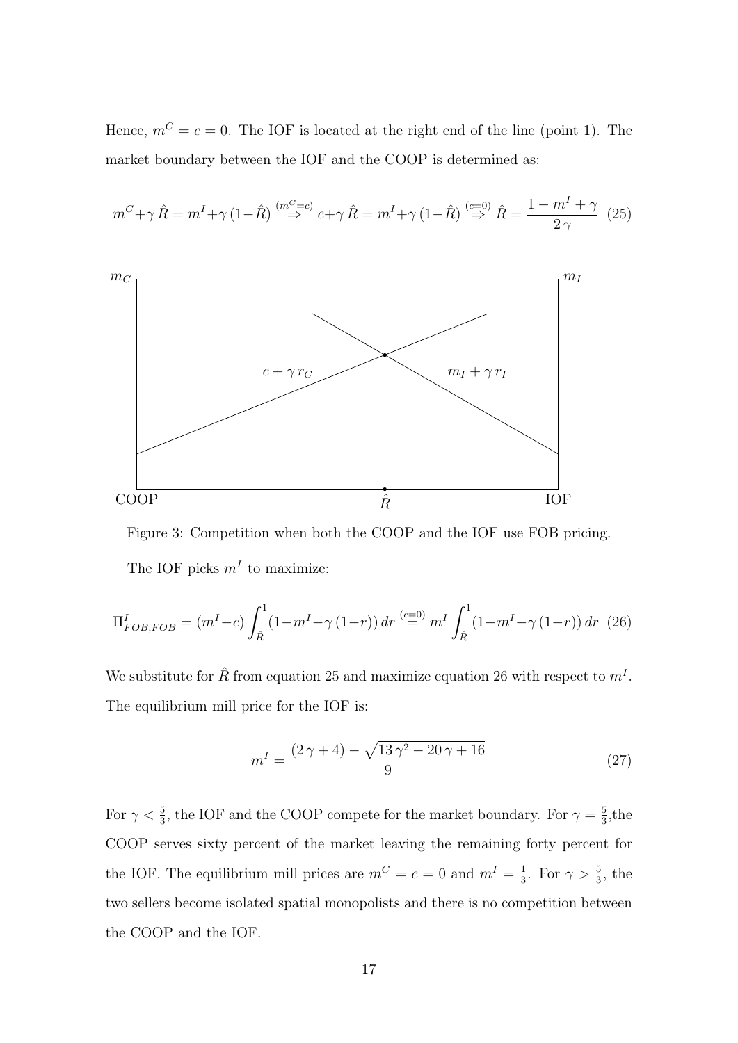Hence, $m^C = c = 0$. The IOF is located at the right end of the line (point 1). The market boundary between the IOF and the COOP is determined as:

$$m^C + \gamma\,\hat{R} = m^I + \gamma\,(1-\hat{R}) \overset{(m^C=c)}{\Rightarrow} c + \gamma\,\hat{R} = m^I + \gamma\,(1-\hat{R}) \overset{(c=0)}{\Rightarrow} \hat{R} = \frac{1 - m^I + \gamma}{2\,\gamma} \quad (25)$$

Figure 3: Competition when both the COOP and the IOF use FOB pricing.

The IOF picks $m^I$ to maximize:

$$\Pi^I_{FOB,FOB} = (m^I - c)\int_{\hat{R}}^{1} (1 - m^I - \gamma\,(1-r))\,dr \overset{(c=0)}{=} m^I \int_{\hat{R}}^{1} (1 - m^I - \gamma\,(1-r))\,dr \quad (26)$$

We substitute for $\hat{R}$ from equation 25 and maximize equation 26 with respect to $m^I$. The equilibrium mill price for the IOF is:

$$m^I = \frac{(2\,\gamma + 4) - \sqrt{13\,\gamma^2 - 20\,\gamma + 16}}{9} \quad (27)$$

For $\gamma < \frac{5}{3}$, the IOF and the COOP compete for the market boundary. For $\gamma = \frac{5}{3}$,the COOP serves sixty percent of the market leaving the remaining forty percent for the IOF. The equilibrium mill prices are $m^C = c = 0$ and $m^I = \frac{1}{3}$. For $\gamma > \frac{5}{3}$, the two sellers become isolated spatial monopolists and there is no competition between the COOP and the IOF.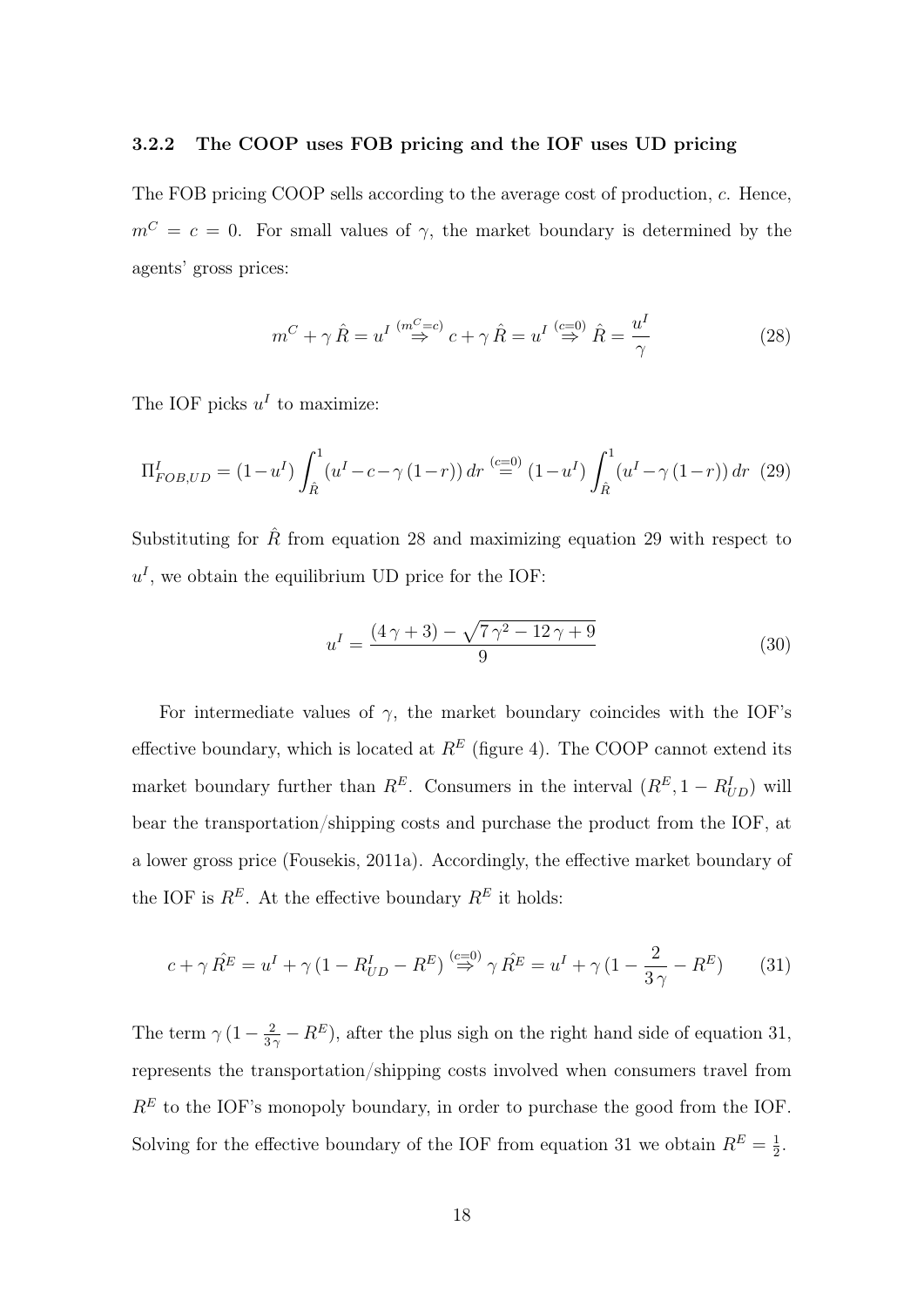### 3.2.2 The COOP uses FOB pricing and the IOF uses UD pricing

The FOB pricing COOP sells according to the average cost of production, $c$. Hence, $m^C = c = 0$. For small values of $\gamma$, the market boundary is determined by the agents' gross prices:

$$m^C + \gamma \hat{R} = u^I \overset{(m^C=c)}{\Rightarrow} c + \gamma \hat{R} = u^I \overset{(c=0)}{\Rightarrow} \hat{R} = \frac{u^I}{\gamma} \tag{28}$$

The IOF picks $u^I$ to maximize:

$$\Pi^I_{FOB,UD} = (1-u^I) \int_{\hat{R}}^{1} (u^I - c - \gamma (1-r))\, dr \overset{(c=0)}{=} (1-u^I) \int_{\hat{R}}^{1} (u^I - \gamma (1-r))\, dr \tag{29}$$

Substituting for $\hat{R}$ from equation 28 and maximizing equation 29 with respect to $u^I$, we obtain the equilibrium UD price for the IOF:

$$u^I = \frac{(4\gamma + 3) - \sqrt{7\gamma^2 - 12\gamma + 9}}{9} \tag{30}$$

For intermediate values of $\gamma$, the market boundary coincides with the IOF's effective boundary, which is located at $R^E$ (figure 4). The COOP cannot extend its market boundary further than $R^E$. Consumers in the interval $(R^E, 1 - R^I_{UD})$ will bear the transportation/shipping costs and purchase the product from the IOF, at a lower gross price (Fousekis, 2011a). Accordingly, the effective market boundary of the IOF is $R^E$. At the effective boundary $R^E$ it holds:

$$c + \gamma \hat{R^E} = u^I + \gamma (1 - R^I_{UD} - R^E) \overset{(c=0)}{\Rightarrow} \gamma \hat{R^E} = u^I + \gamma (1 - \frac{2}{3\gamma} - R^E) \tag{31}$$

The term $\gamma (1 - \frac{2}{3\gamma} - R^E)$, after the plus sigh on the right hand side of equation 31, represents the transportation/shipping costs involved when consumers travel from $R^E$ to the IOF's monopoly boundary, in order to purchase the good from the IOF. Solving for the effective boundary of the IOF from equation 31 we obtain $R^E = \frac{1}{2}$.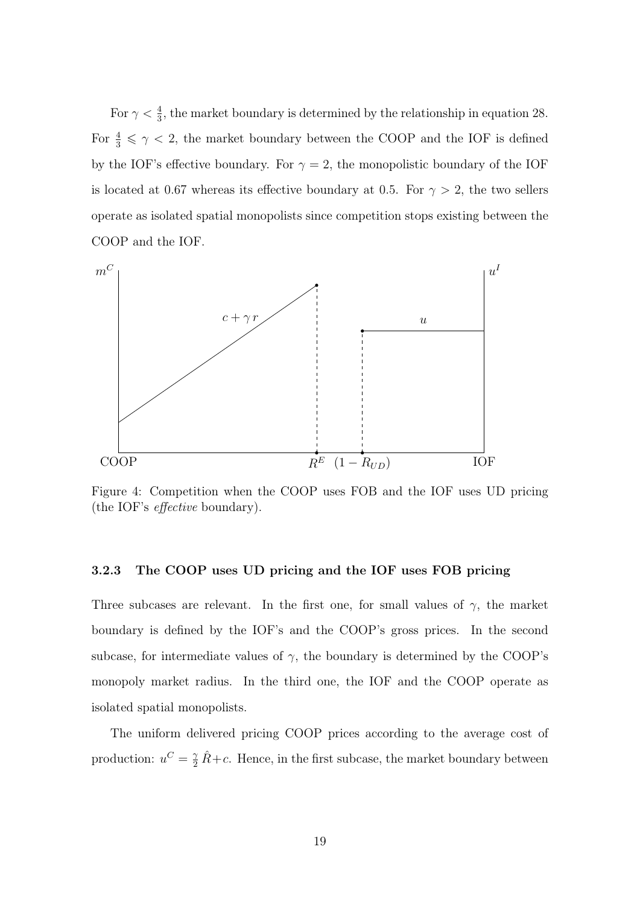For $\gamma < \frac{4}{3}$, the market boundary is determined by the relationship in equation 28. For $\frac{4}{3} \leqslant \gamma < 2$, the market boundary between the COOP and the IOF is defined by the IOF's effective boundary. For $\gamma = 2$, the monopolistic boundary of the IOF is located at 0.67 whereas its effective boundary at 0.5. For $\gamma > 2$, the two sellers operate as isolated spatial monopolists since competition stops existing between the COOP and the IOF.

Figure 4: Competition when the COOP uses FOB and the IOF uses UD pricing (the IOF's *effective* boundary).

### 3.2.3 The COOP uses UD pricing and the IOF uses FOB pricing

Three subcases are relevant. In the first one, for small values of $\gamma$, the market boundary is defined by the IOF's and the COOP's gross prices. In the second subcase, for intermediate values of $\gamma$, the boundary is determined by the COOP's monopoly market radius. In the third one, the IOF and the COOP operate as isolated spatial monopolists.

The uniform delivered pricing COOP prices according to the average cost of production: $u^C = \frac{\gamma}{2}\,\hat{R} + c$. Hence, in the first subcase, the market boundary between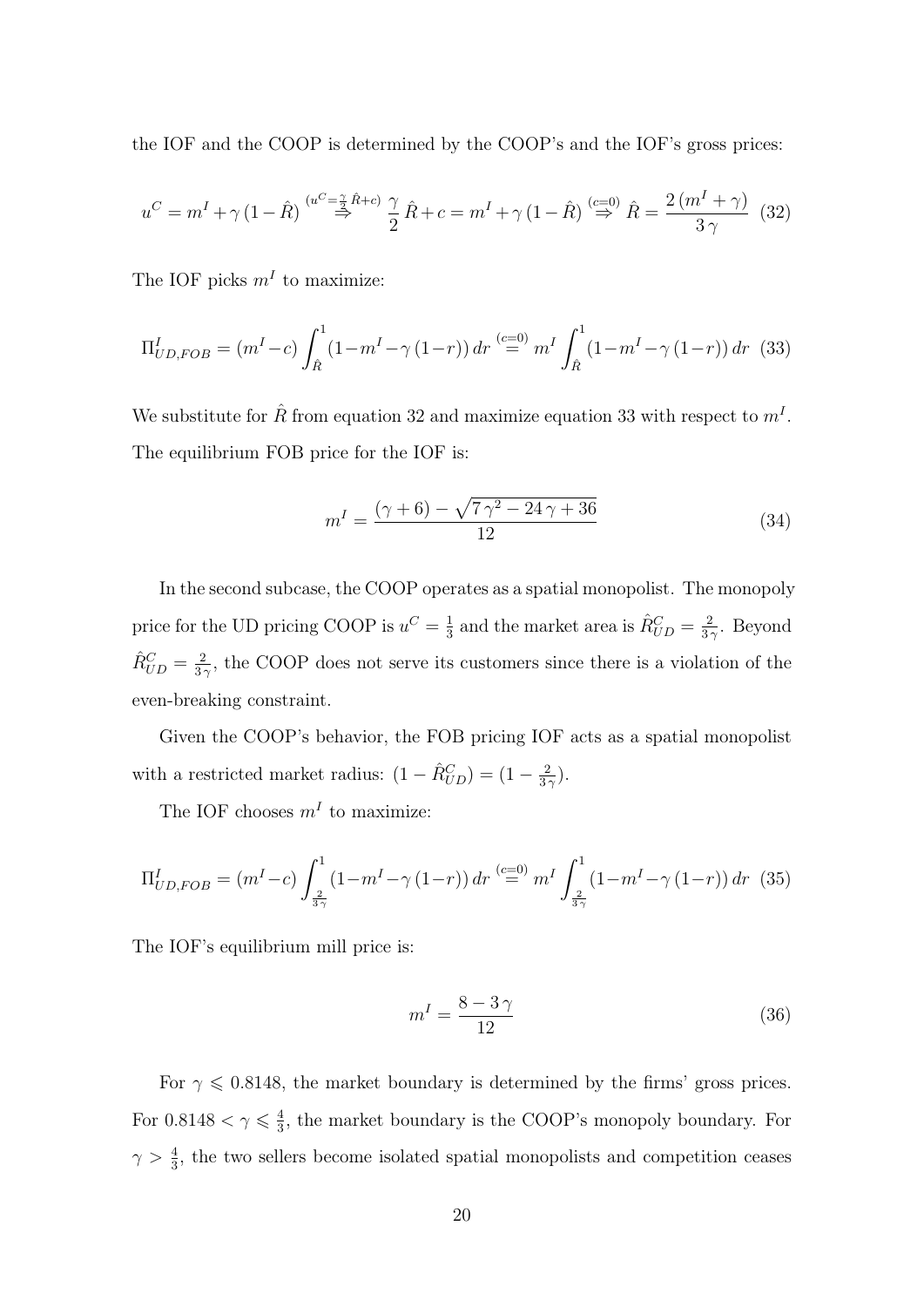the IOF and the COOP is determined by the COOP's and the IOF's gross prices:

$$u^C = m^I + \gamma\,(1 - \hat{R}) \overset{(u^C = \frac{\gamma}{2}\hat{R} + c)}{\Rightarrow} \frac{\gamma}{2}\,\hat{R} + c = m^I + \gamma\,(1 - \hat{R}) \overset{(c=0)}{\Rightarrow} \hat{R} = \frac{2\,(m^I + \gamma)}{3\,\gamma} \quad (32)$$

The IOF picks $m^I$ to maximize:

$$\Pi^I_{UD,FOB} = (m^I - c)\int_{\hat{R}}^{1} (1 - m^I - \gamma\,(1-r))\,dr \overset{(c=0)}{=} m^I \int_{\hat{R}}^{1} (1 - m^I - \gamma\,(1-r))\,dr \quad (33)$$

We substitute for $\hat{R}$ from equation 32 and maximize equation 33 with respect to $m^I$. The equilibrium FOB price for the IOF is:

$$m^I = \frac{(\gamma + 6) - \sqrt{7\,\gamma^2 - 24\,\gamma + 36}}{12} \quad (34)$$

In the second subcase, the COOP operates as a spatial monopolist. The monopoly price for the UD pricing COOP is $u^C = \frac{1}{3}$ and the market area is $\hat{R}^C_{UD} = \frac{2}{3\gamma}$. Beyond $\hat{R}^C_{UD} = \frac{2}{3\gamma}$, the COOP does not serve its customers since there is a violation of the even-breaking constraint.

Given the COOP's behavior, the FOB pricing IOF acts as a spatial monopolist with a restricted market radius: $(1 - \hat{R}^C_{UD}) = (1 - \frac{2}{3\gamma})$.

The IOF chooses $m^I$ to maximize:

$$\Pi^I_{UD,FOB} = (m^I - c)\int_{\frac{2}{3\gamma}}^{1} (1 - m^I - \gamma\,(1-r))\,dr \overset{(c=0)}{=} m^I \int_{\frac{2}{3\gamma}}^{1} (1 - m^I - \gamma\,(1-r))\,dr \quad (35)$$

The IOF's equilibrium mill price is:

$$m^I = \frac{8 - 3\,\gamma}{12} \quad (36)$$

For $\gamma \leqslant 0.8148$, the market boundary is determined by the firms' gross prices. For $0.8148 < \gamma \leqslant \frac{4}{3}$, the market boundary is the COOP's monopoly boundary. For $\gamma > \frac{4}{3}$, the two sellers become isolated spatial monopolists and competition ceases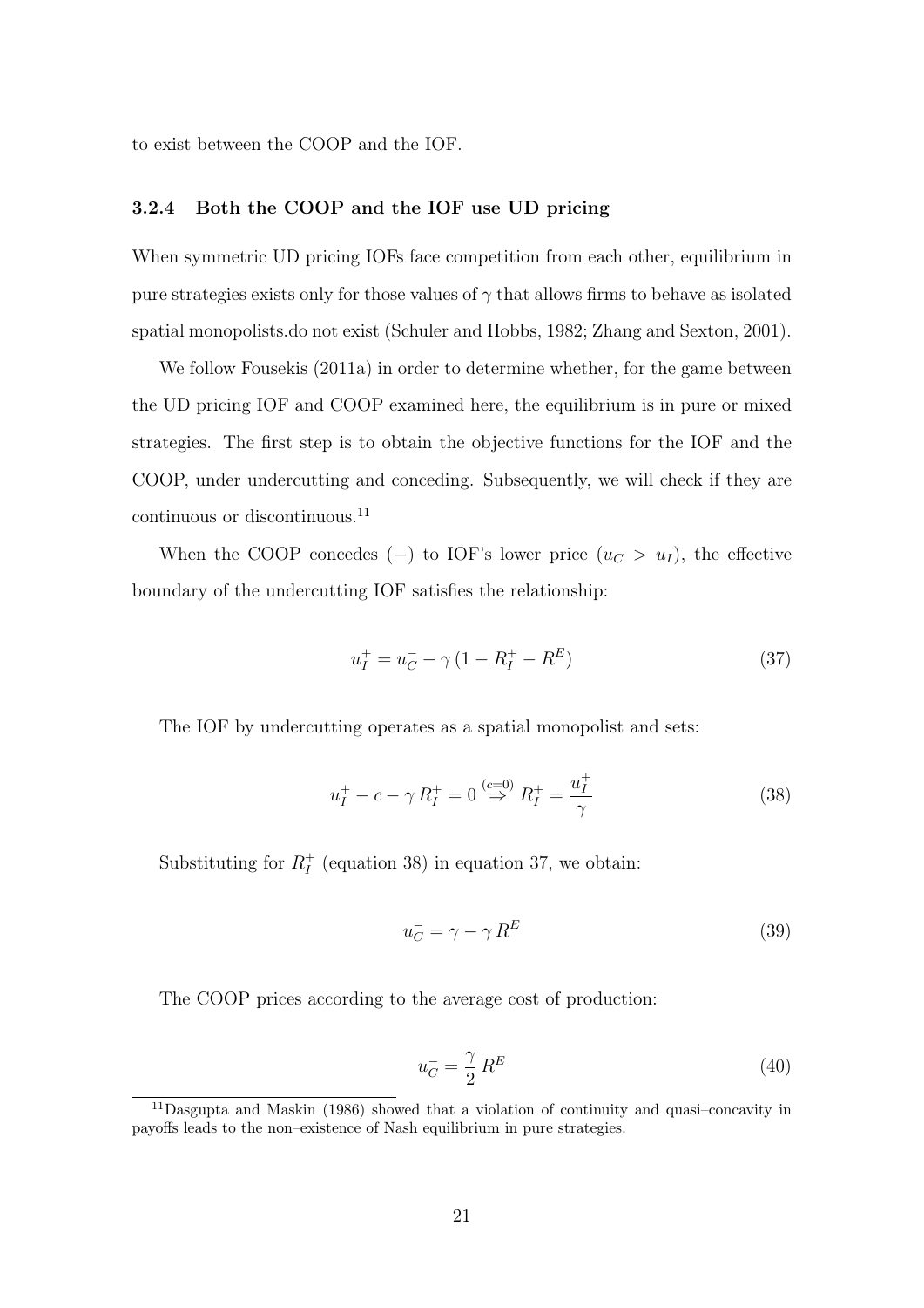to exist between the COOP and the IOF.

### 3.2.4 Both the COOP and the IOF use UD pricing

When symmetric UD pricing IOFs face competition from each other, equilibrium in pure strategies exists only for those values of $\gamma$ that allows firms to behave as isolated spatial monopolists.do not exist (Schuler and Hobbs, 1982; Zhang and Sexton, 2001).

We follow Fousekis (2011a) in order to determine whether, for the game between the UD pricing IOF and COOP examined here, the equilibrium is in pure or mixed strategies. The first step is to obtain the objective functions for the IOF and the COOP, under undercutting and conceding. Subsequently, we will check if they are continuous or discontinuous.[11]

When the COOP concedes ($-$) to IOF's lower price ($u_C > u_I$), the effective boundary of the undercutting IOF satisfies the relationship:

$$u_I^+ = u_C^- - \gamma\,(1 - R_I^+ - R^E) \tag{37}$$

The IOF by undercutting operates as a spatial monopolist and sets:

$$u_I^+ - c - \gamma\,R_I^+ = 0 \overset{(c=0)}{\Rightarrow} R_I^+ = \frac{u_I^+}{\gamma} \tag{38}$$

Substituting for $R_I^+$ (equation 38) in equation 37, we obtain:

$$u_C^- = \gamma - \gamma\,R^E \tag{39}$$

The COOP prices according to the average cost of production:

$$u_C^- = \frac{\gamma}{2}\,R^E \tag{40}$$

[11] Dasgupta and Maskin (1986) showed that a violation of continuity and quasi–concavity in payoffs leads to the non–existence of Nash equilibrium in pure strategies.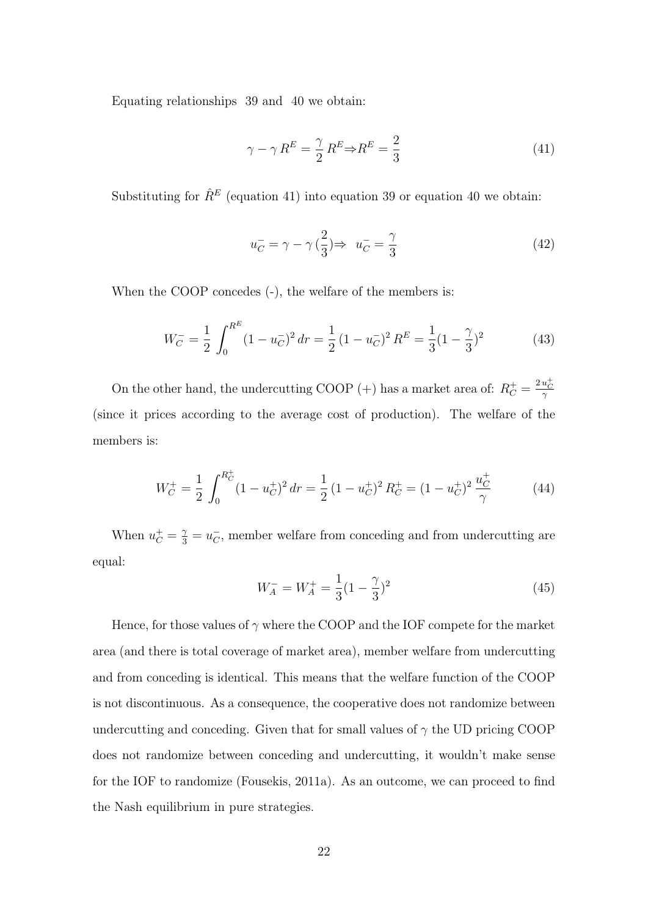Equating relationships 39 and 40 we obtain:

$$\gamma - \gamma\, R^E = \frac{\gamma}{2}\, R^E \Rightarrow R^E = \frac{2}{3} \tag{41}$$

Substituting for $\hat{R}^E$ (equation 41) into equation 39 or equation 40 we obtain:

$$u_C^- = \gamma - \gamma\,(\frac{2}{3}) \Rightarrow \; u_C^- = \frac{\gamma}{3} \tag{42}$$

When the COOP concedes (-), the welfare of the members is:

$$W_C^- = \frac{1}{2}\int_0^{R^E} (1-u_C^-)^2\, dr = \frac{1}{2}\,(1-u_C^-)^2\, R^E = \frac{1}{3}(1-\frac{\gamma}{3})^2 \tag{43}$$

On the other hand, the undercutting COOP (+) has a market area of: $R_C^+ = \frac{2\,u_C^+}{\gamma}$ (since it prices according to the average cost of production). The welfare of the members is:

$$W_C^+ = \frac{1}{2}\int_0^{R_C^+} (1-u_C^+)^2\, dr = \frac{1}{2}\,(1-u_C^+)^2\, R_C^+ = (1-u_C^+)^2\,\frac{u_C^+}{\gamma} \tag{44}$$

When $u_C^+ = \frac{\gamma}{3} = u_C^-$, member welfare from conceding and from undercutting are equal:

$$W_A^- = W_A^+ = \frac{1}{3}(1-\frac{\gamma}{3})^2 \tag{45}$$

Hence, for those values of $\gamma$ where the COOP and the IOF compete for the market area (and there is total coverage of market area), member welfare from undercutting and from conceding is identical. This means that the welfare function of the COOP is not discontinuous. As a consequence, the cooperative does not randomize between undercutting and conceding. Given that for small values of $\gamma$ the UD pricing COOP does not randomize between conceding and undercutting, it wouldn't make sense for the IOF to randomize (Fousekis, 2011a). As an outcome, we can proceed to find the Nash equilibrium in pure strategies.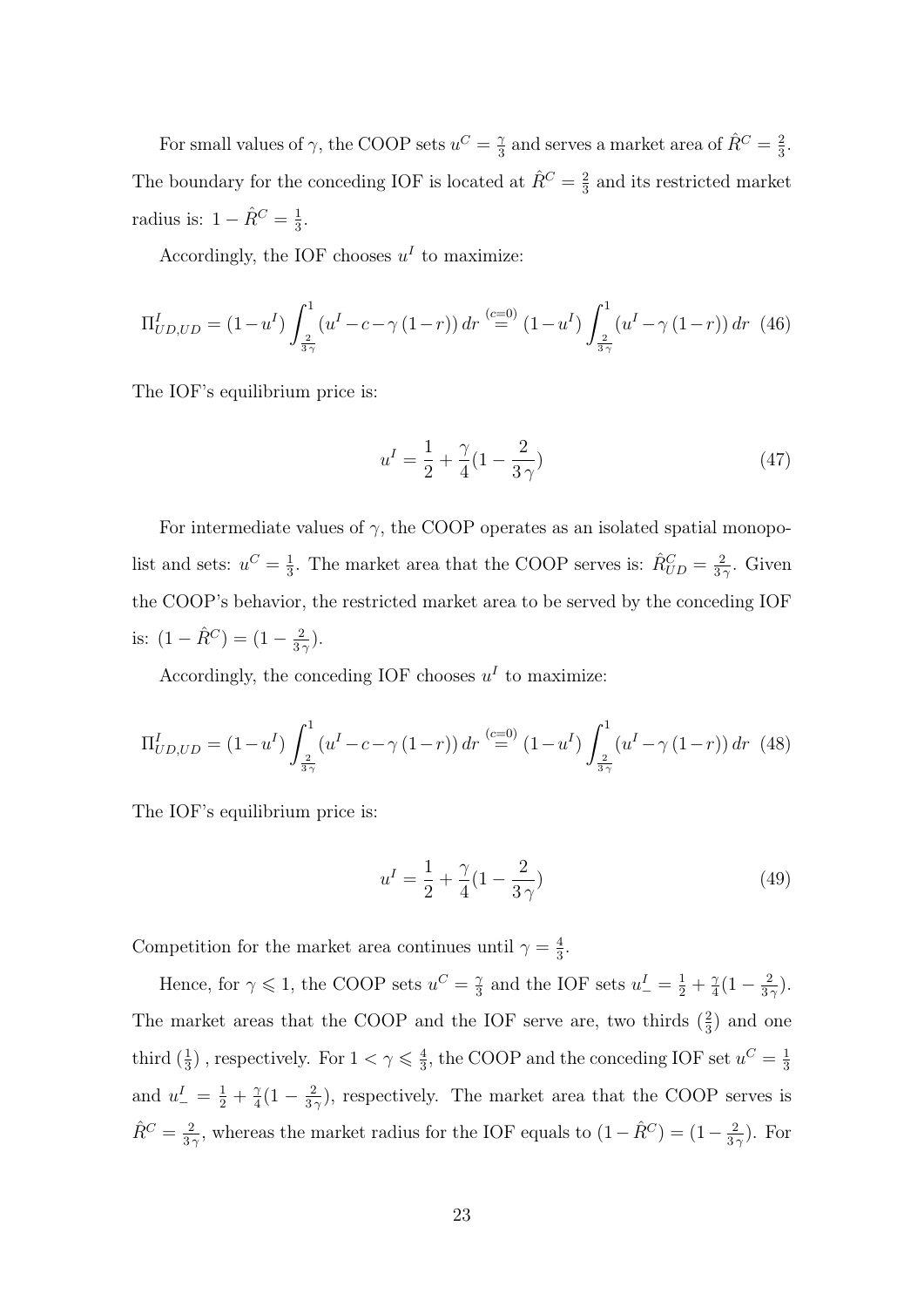For small values of $\gamma$, the COOP sets $u^C = \frac{\gamma}{3}$ and serves a market area of $\hat{R}^C = \frac{2}{3}$. The boundary for the conceding IOF is located at $\hat{R}^C = \frac{2}{3}$ and its restricted market radius is: $1 - \hat{R}^C = \frac{1}{3}$.

Accordingly, the IOF chooses $u^I$ to maximize:

$$\Pi^I_{UD,UD} = (1 - u^I) \int_{\frac{2}{3\gamma}}^{1} (u^I - c - \gamma(1-r))\, dr \overset{(c=0)}{=} (1 - u^I) \int_{\frac{2}{3\gamma}}^{1} (u^I - \gamma(1-r))\, dr \quad (46)$$

The IOF's equilibrium price is:

$$u^I = \frac{1}{2} + \frac{\gamma}{4}(1 - \frac{2}{3\,\gamma}) \quad (47)$$

For intermediate values of $\gamma$, the COOP operates as an isolated spatial monopolist and sets: $u^C = \frac{1}{3}$. The market area that the COOP serves is: $\hat{R}^C_{UD} = \frac{2}{3\gamma}$. Given the COOP's behavior, the restricted market area to be served by the conceding IOF is: $(1 - \hat{R}^C) = (1 - \frac{2}{3\gamma})$.

Accordingly, the conceding IOF chooses $u^I$ to maximize:

$$\Pi^I_{UD,UD} = (1 - u^I) \int_{\frac{2}{3\gamma}}^{1} (u^I - c - \gamma(1-r))\, dr \overset{(c=0)}{=} (1 - u^I) \int_{\frac{2}{3\gamma}}^{1} (u^I - \gamma(1-r))\, dr \quad (48)$$

The IOF's equilibrium price is:

$$u^I = \frac{1}{2} + \frac{\gamma}{4}(1 - \frac{2}{3\,\gamma}) \quad (49)$$

Competition for the market area continues until $\gamma = \frac{4}{3}$.

Hence, for $\gamma \leqslant 1$, the COOP sets $u^C = \frac{\gamma}{3}$ and the IOF sets $u^I_- = \frac{1}{2} + \frac{\gamma}{4}(1 - \frac{2}{3\gamma})$. The market areas that the COOP and the IOF serve are, two thirds $(\frac{2}{3})$ and one third $(\frac{1}{3})$ , respectively. For $1 < \gamma \leqslant \frac{4}{3}$, the COOP and the conceding IOF set $u^C = \frac{1}{3}$ and $u^I_- = \frac{1}{2} + \frac{\gamma}{4}(1 - \frac{2}{3\gamma})$, respectively. The market area that the COOP serves is $\hat{R}^C = \frac{2}{3\gamma}$, whereas the market radius for the IOF equals to $(1 - \hat{R}^C) = (1 - \frac{2}{3\gamma})$. For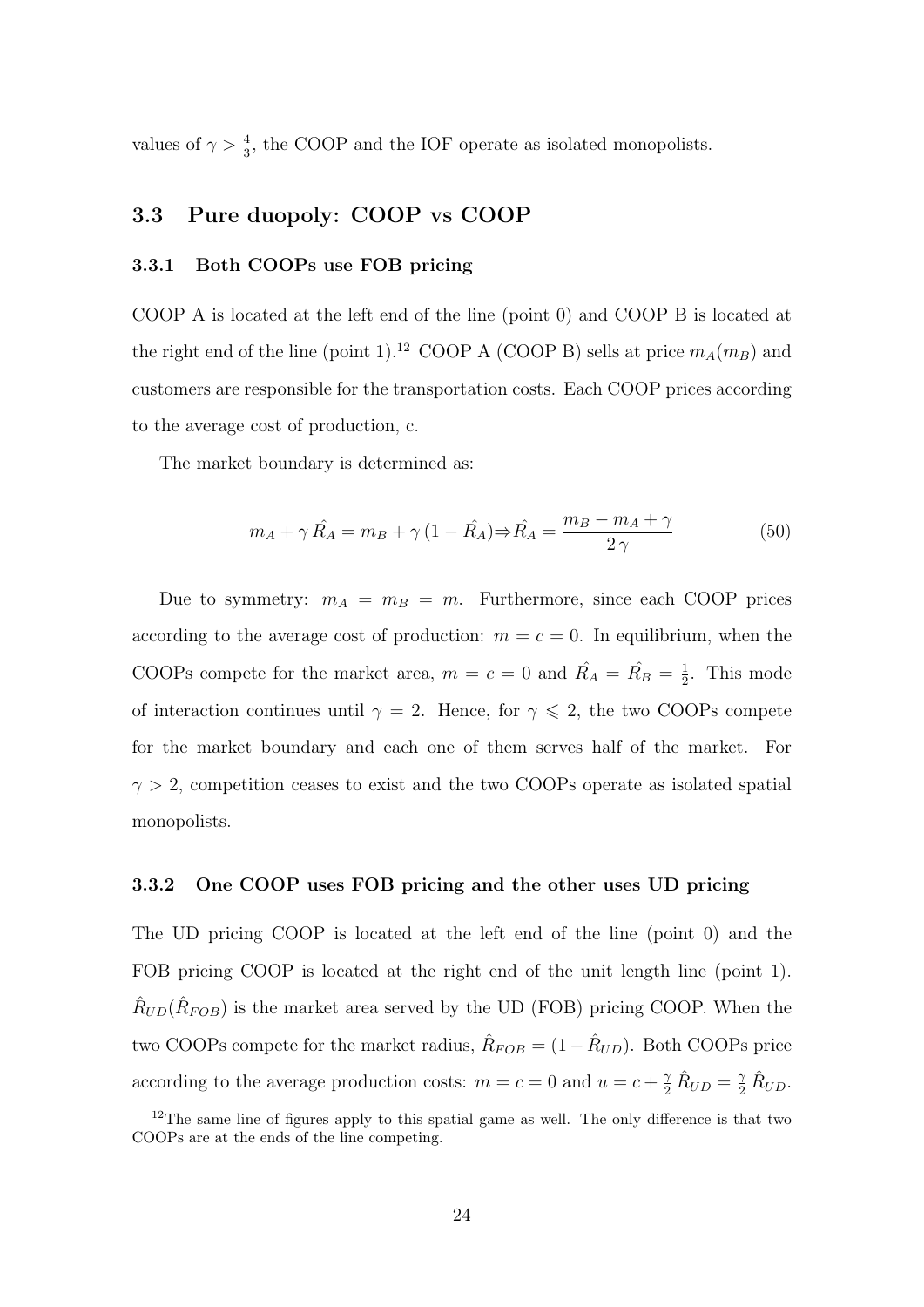values of $\gamma > \frac{4}{3}$, the COOP and the IOF operate as isolated monopolists.

## 3.3 Pure duopoly: COOP vs COOP

### 3.3.1 Both COOPs use FOB pricing

COOP A is located at the left end of the line (point 0) and COOP B is located at the right end of the line (point 1).[12] COOP A (COOP B) sells at price $m_A (m_B)$ and customers are responsible for the transportation costs. Each COOP prices according to the average cost of production, c.

The market boundary is determined as:

$$m_A + \gamma \hat{R_A} = m_B + \gamma (1 - \hat{R_A}) \Rightarrow \hat{R_A} = \frac{m_B - m_A + \gamma}{2\gamma} \tag{50}$$

Due to symmetry: $m_A = m_B = m$. Furthermore, since each COOP prices according to the average cost of production: $m = c = 0$. In equilibrium, when the COOPs compete for the market area, $m = c = 0$ and $\hat{R_A} = \hat{R_B} = \frac{1}{2}$. This mode of interaction continues until $\gamma = 2$. Hence, for $\gamma \leqslant 2$, the two COOPs compete for the market boundary and each one of them serves half of the market. For $\gamma > 2$, competition ceases to exist and the two COOPs operate as isolated spatial monopolists.

### 3.3.2 One COOP uses FOB pricing and the other uses UD pricing

The UD pricing COOP is located at the left end of the line (point 0) and the FOB pricing COOP is located at the right end of the unit length line (point 1). $\hat{R}_{UD} (\hat{R}_{FOB})$ is the market area served by the UD (FOB) pricing COOP. When the two COOPs compete for the market radius, $\hat{R}_{FOB} = (1 - \hat{R}_{UD})$. Both COOPs price according to the average production costs: $m = c = 0$ and $u = c + \frac{\gamma}{2} \hat{R}_{UD} = \frac{\gamma}{2} \hat{R}_{UD}$.

[12] The same line of figures apply to this spatial game as well. The only difference is that two COOPs are at the ends of the line competing.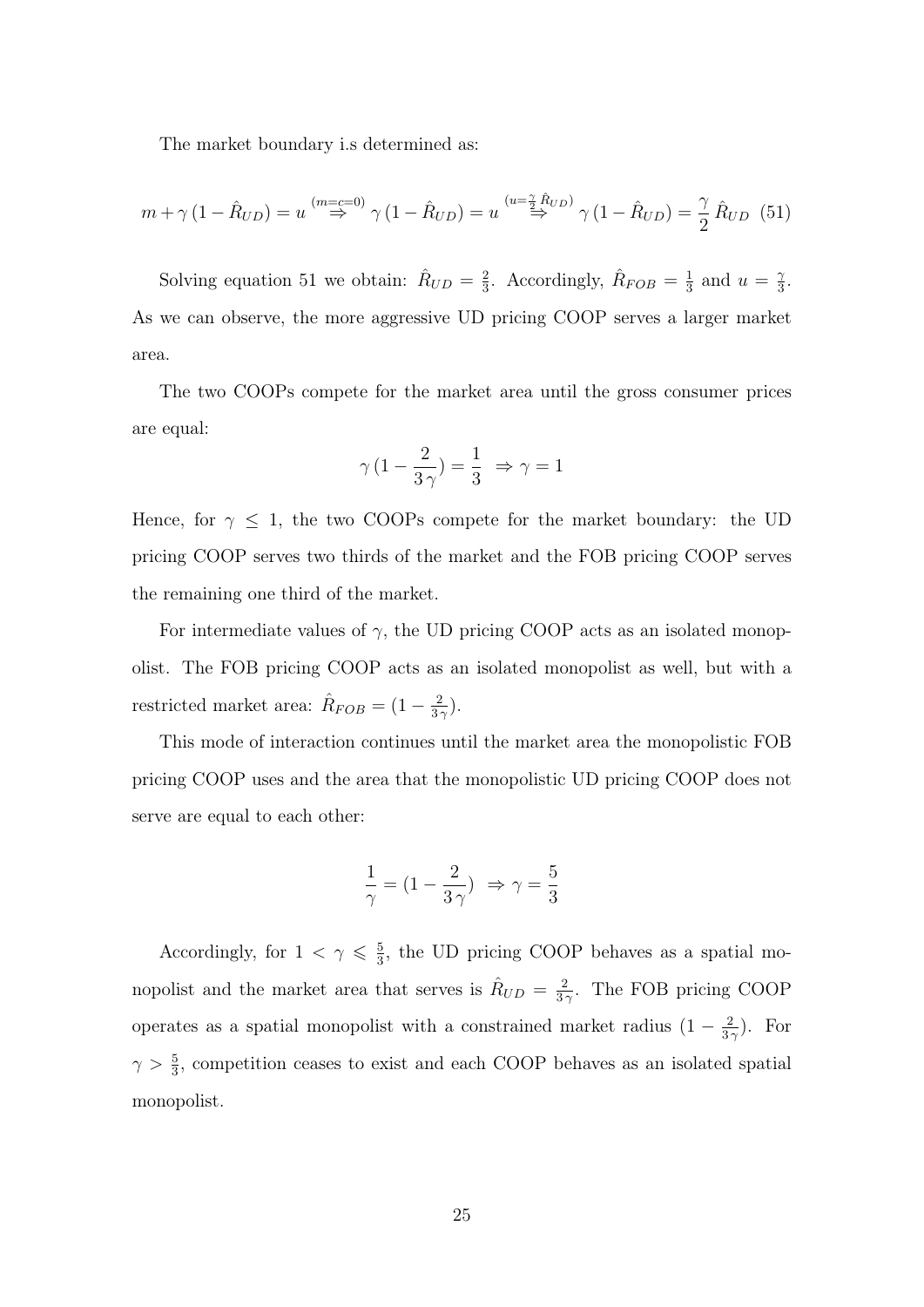The market boundary i.s determined as:

$$m + \gamma\,(1 - \hat{R}_{UD}) = u \overset{(m=c=0)}{\Rightarrow} \gamma\,(1 - \hat{R}_{UD}) = u \overset{(u=\frac{\gamma}{2}\,\hat{R}_{UD})}{\Rightarrow} \gamma\,(1 - \hat{R}_{UD}) = \frac{\gamma}{2}\,\hat{R}_{UD} \quad (51)$$

Solving equation 51 we obtain: $\hat{R}_{UD} = \frac{2}{3}$. Accordingly, $\hat{R}_{FOB} = \frac{1}{3}$ and $u = \frac{\gamma}{3}$. As we can observe, the more aggressive UD pricing COOP serves a larger market area.

The two COOPs compete for the market area until the gross consumer prices are equal:

$$\gamma\,(1 - \frac{2}{3\,\gamma}) = \frac{1}{3} \;\Rightarrow \gamma = 1$$

Hence, for $\gamma \leq 1$, the two COOPs compete for the market boundary: the UD pricing COOP serves two thirds of the market and the FOB pricing COOP serves the remaining one third of the market.

For intermediate values of $\gamma$, the UD pricing COOP acts as an isolated monopolist. The FOB pricing COOP acts as an isolated monopolist as well, but with a restricted market area: $\hat{R}_{FOB} = (1 - \frac{2}{3\gamma})$.

This mode of interaction continues until the market area the monopolistic FOB pricing COOP uses and the area that the monopolistic UD pricing COOP does not serve are equal to each other:

$$\frac{1}{\gamma} = (1 - \frac{2}{3\,\gamma}) \;\Rightarrow \gamma = \frac{5}{3}$$

Accordingly, for $1 < \gamma \leqslant \frac{5}{3}$, the UD pricing COOP behaves as a spatial monopolist and the market area that serves is $\hat{R}_{UD} = \frac{2}{3\gamma}$. The FOB pricing COOP operates as a spatial monopolist with a constrained market radius $(1 - \frac{2}{3\gamma})$. For $\gamma > \frac{5}{3}$, competition ceases to exist and each COOP behaves as an isolated spatial monopolist.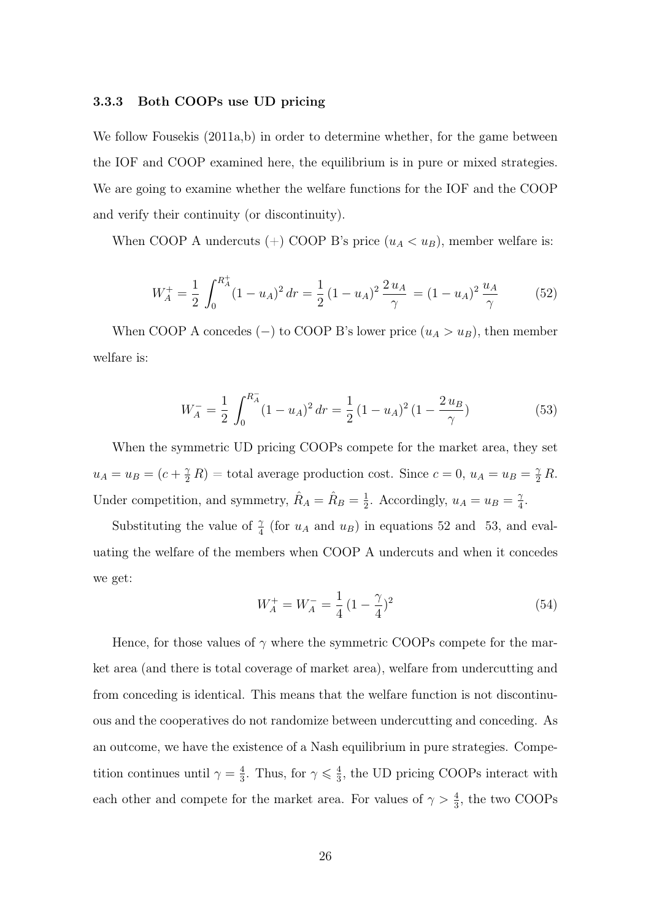### 3.3.3 Both COOPs use UD pricing

We follow Fousekis (2011a,b) in order to determine whether, for the game between the IOF and COOP examined here, the equilibrium is in pure or mixed strategies. We are going to examine whether the welfare functions for the IOF and the COOP and verify their continuity (or discontinuity).

When COOP A undercuts (+) COOP B's price ($u_A < u_B$), member welfare is:

$$W_A^+ = \frac{1}{2} \int_0^{R_A^+} (1 - u_A)^2 \, dr = \frac{1}{2} \, (1 - u_A)^2 \, \frac{2 \, u_A}{\gamma} \; = (1 - u_A)^2 \, \frac{u_A}{\gamma} \tag{52}$$

When COOP A concedes (−) to COOP B's lower price ($u_A > u_B$), then member welfare is:

$$W_A^- = \frac{1}{2} \int_0^{R_A^-} (1 - u_A)^2 \, dr = \frac{1}{2} \, (1 - u_A)^2 \, (1 - \frac{2 \, u_B}{\gamma}) \tag{53}$$

When the symmetric UD pricing COOPs compete for the market area, they set $u_A = u_B = (c + \frac{\gamma}{2} R)$ = total average production cost. Since $c = 0$, $u_A = u_B = \frac{\gamma}{2} R$. Under competition, and symmetry, $\hat{R}_A = \hat{R}_B = \frac{1}{2}$. Accordingly, $u_A = u_B = \frac{\gamma}{4}$.

Substituting the value of $\frac{\gamma}{4}$ (for $u_A$ and $u_B$) in equations 52 and 53, and evaluating the welfare of the members when COOP A undercuts and when it concedes we get:

$$W_A^+ = W_A^- = \frac{1}{4} \, (1 - \frac{\gamma}{4})^2 \tag{54}$$

Hence, for those values of $\gamma$ where the symmetric COOPs compete for the market area (and there is total coverage of market area), welfare from undercutting and from conceding is identical. This means that the welfare function is not discontinuous and the cooperatives do not randomize between undercutting and conceding. As an outcome, we have the existence of a Nash equilibrium in pure strategies. Competition continues until $\gamma = \frac{4}{3}$. Thus, for $\gamma \leqslant \frac{4}{3}$, the UD pricing COOPs interact with each other and compete for the market area. For values of $\gamma > \frac{4}{3}$, the two COOPs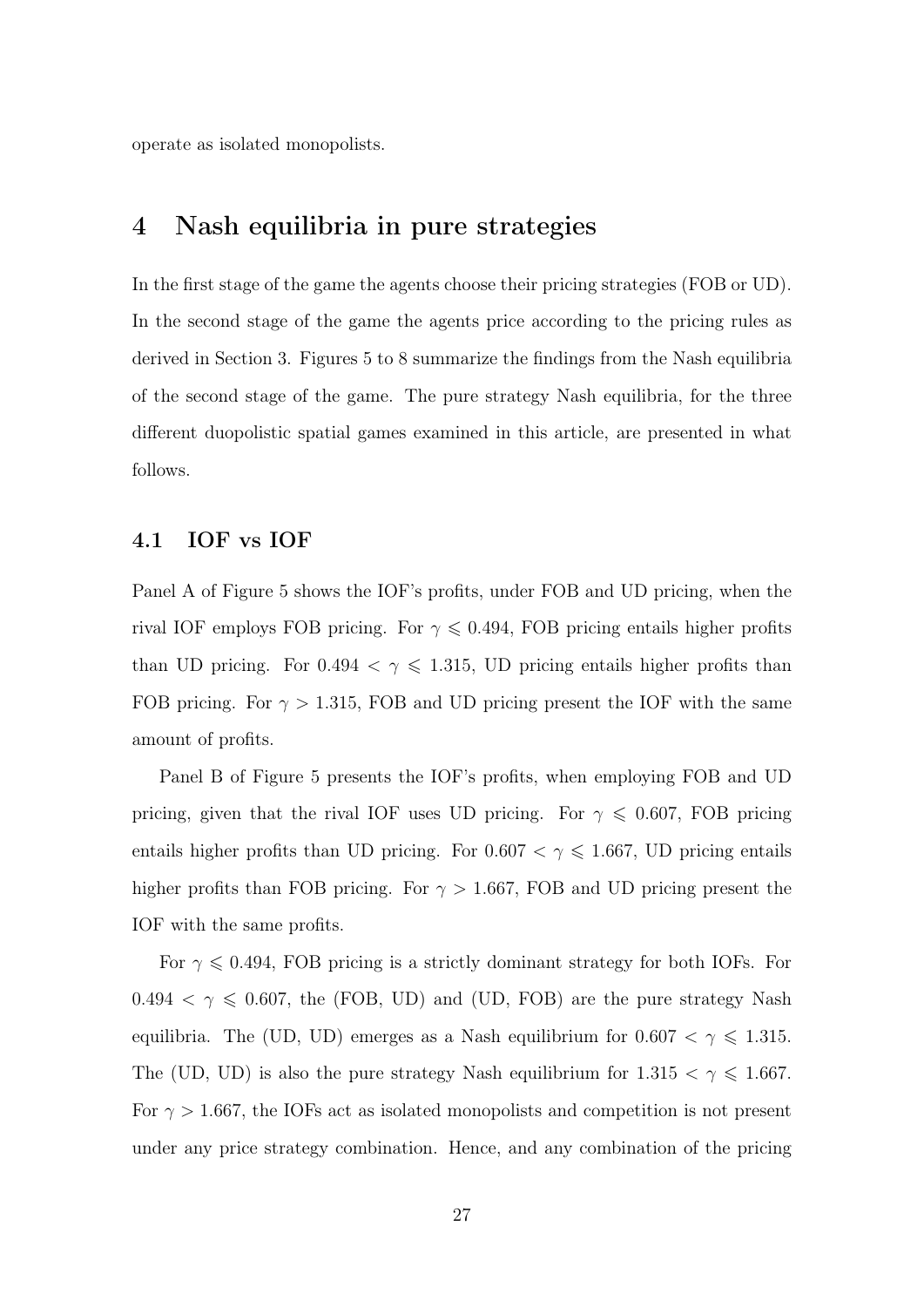operate as isolated monopolists.

# 4 Nash equilibria in pure strategies

In the first stage of the game the agents choose their pricing strategies (FOB or UD). In the second stage of the game the agents price according to the pricing rules as derived in Section 3. Figures 5 to 8 summarize the findings from the Nash equilibria of the second stage of the game. The pure strategy Nash equilibria, for the three different duopolistic spatial games examined in this article, are presented in what follows.

## 4.1 IOF vs IOF

Panel A of Figure 5 shows the IOF's profits, under FOB and UD pricing, when the rival IOF employs FOB pricing. For $\gamma \leqslant 0.494$, FOB pricing entails higher profits than UD pricing. For $0.494 < \gamma \leqslant 1.315$, UD pricing entails higher profits than FOB pricing. For $\gamma > 1.315$, FOB and UD pricing present the IOF with the same amount of profits.

Panel B of Figure 5 presents the IOF's profits, when employing FOB and UD pricing, given that the rival IOF uses UD pricing. For $\gamma \leqslant 0.607$, FOB pricing entails higher profits than UD pricing. For $0.607 < \gamma \leqslant 1.667$, UD pricing entails higher profits than FOB pricing. For $\gamma > 1.667$, FOB and UD pricing present the IOF with the same profits.

For $\gamma \leqslant 0.494$, FOB pricing is a strictly dominant strategy for both IOFs. For $0.494 < \gamma \leqslant 0.607$, the (FOB, UD) and (UD, FOB) are the pure strategy Nash equilibria. The (UD, UD) emerges as a Nash equilibrium for $0.607 < \gamma \leqslant 1.315$. The (UD, UD) is also the pure strategy Nash equilibrium for $1.315 < \gamma \leqslant 1.667$. For $\gamma > 1.667$, the IOFs act as isolated monopolists and competition is not present under any price strategy combination. Hence, and any combination of the pricing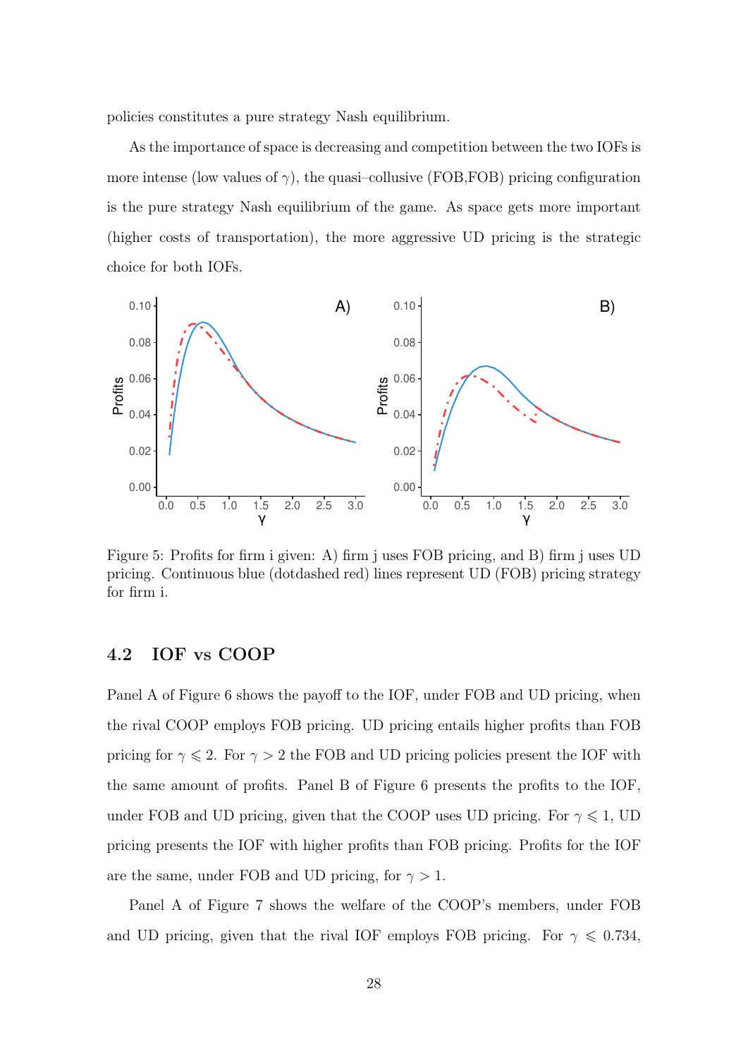policies constitutes a pure strategy Nash equilibrium.

As the importance of space is decreasing and competition between the two IOFs is more intense (low values of $\gamma$), the quasi–collusive (FOB,FOB) pricing configuration is the pure strategy Nash equilibrium of the game. As space gets more important (higher costs of transportation), the more aggressive UD pricing is the strategic choice for both IOFs.

Figure 5: Profits for firm i given: A) firm j uses FOB pricing, and B) firm j uses UD pricing. Continuous blue (dotdashed red) lines represent UD (FOB) pricing strategy for firm i.

### 4.2 IOF vs COOP

Panel A of Figure 6 shows the payoff to the IOF, under FOB and UD pricing, when the rival COOP employs FOB pricing. UD pricing entails higher profits than FOB pricing for $\gamma \leqslant 2$. For $\gamma > 2$ the FOB and UD pricing policies present the IOF with the same amount of profits. Panel B of Figure 6 presents the profits to the IOF, under FOB and UD pricing, given that the COOP uses UD pricing. For $\gamma \leqslant 1$, UD pricing presents the IOF with higher profits than FOB pricing. Profits for the IOF are the same, under FOB and UD pricing, for $\gamma > 1$.

Panel A of Figure 7 shows the welfare of the COOP's members, under FOB and UD pricing, given that the rival IOF employs FOB pricing. For $\gamma \leqslant 0.734$,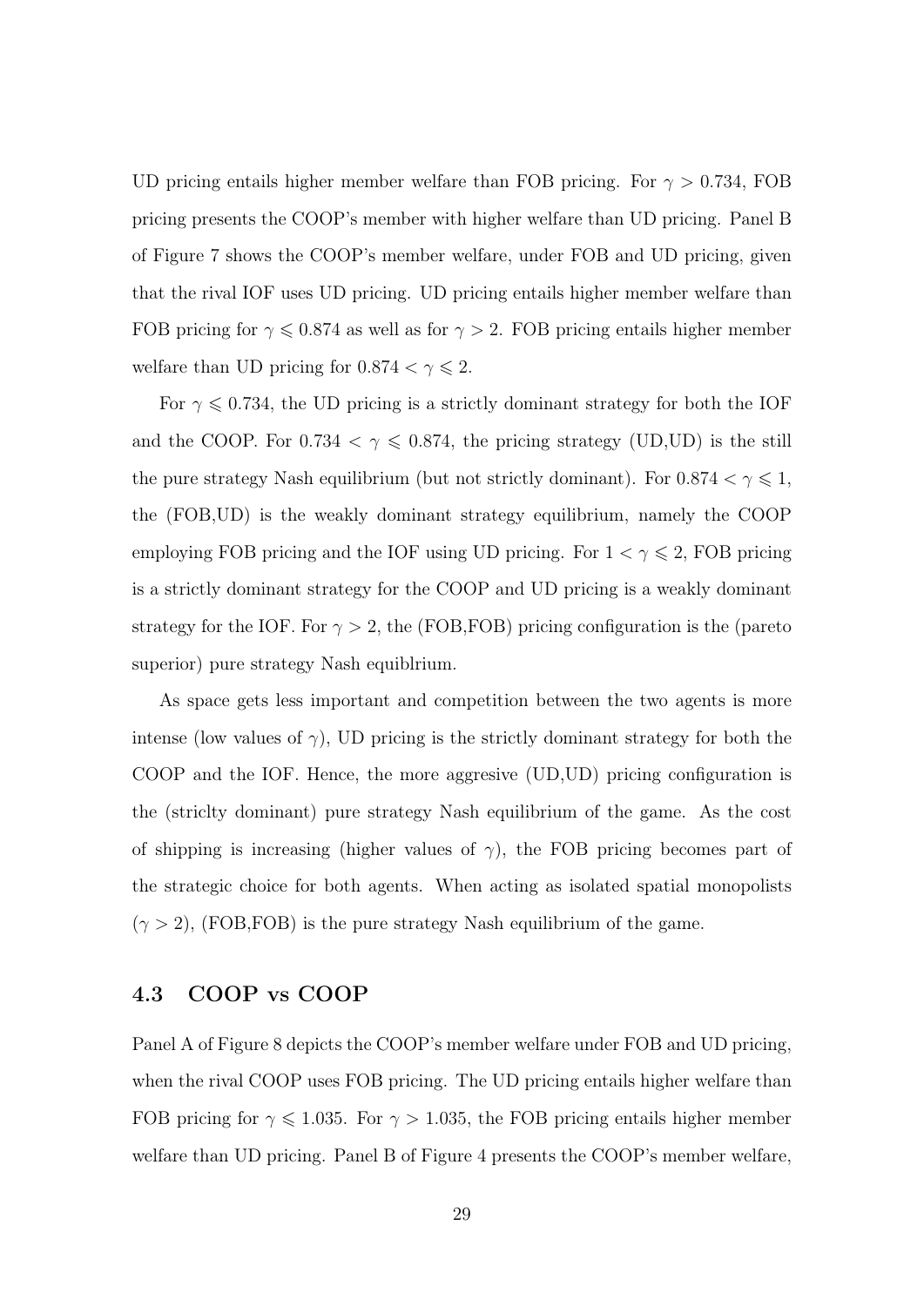UD pricing entails higher member welfare than FOB pricing. For $\gamma > 0.734$, FOB pricing presents the COOP's member with higher welfare than UD pricing. Panel B of Figure 7 shows the COOP's member welfare, under FOB and UD pricing, given that the rival IOF uses UD pricing. UD pricing entails higher member welfare than FOB pricing for $\gamma \leqslant 0.874$ as well as for $\gamma > 2$. FOB pricing entails higher member welfare than UD pricing for $0.874 < \gamma \leqslant 2$.

For $\gamma \leqslant 0.734$, the UD pricing is a strictly dominant strategy for both the IOF and the COOP. For $0.734 < \gamma \leqslant 0.874$, the pricing strategy (UD,UD) is the still the pure strategy Nash equilibrium (but not strictly dominant). For $0.874 < \gamma \leqslant 1$, the (FOB,UD) is the weakly dominant strategy equilibrium, namely the COOP employing FOB pricing and the IOF using UD pricing. For $1 < \gamma \leqslant 2$, FOB pricing is a strictly dominant strategy for the COOP and UD pricing is a weakly dominant strategy for the IOF. For $\gamma > 2$, the (FOB,FOB) pricing configuration is the (pareto superior) pure strategy Nash equiblrium.

As space gets less important and competition between the two agents is more intense (low values of $\gamma$), UD pricing is the strictly dominant strategy for both the COOP and the IOF. Hence, the more aggresive (UD,UD) pricing configuration is the (striclty dominant) pure strategy Nash equilibrium of the game. As the cost of shipping is increasing (higher values of $\gamma$), the FOB pricing becomes part of the strategic choice for both agents. When acting as isolated spatial monopolists ($\gamma > 2$), (FOB,FOB) is the pure strategy Nash equilibrium of the game.

### 4.3 COOP vs COOP

Panel A of Figure 8 depicts the COOP's member welfare under FOB and UD pricing, when the rival COOP uses FOB pricing. The UD pricing entails higher welfare than FOB pricing for $\gamma \leqslant 1.035$. For $\gamma > 1.035$, the FOB pricing entails higher member welfare than UD pricing. Panel B of Figure 4 presents the COOP's member welfare,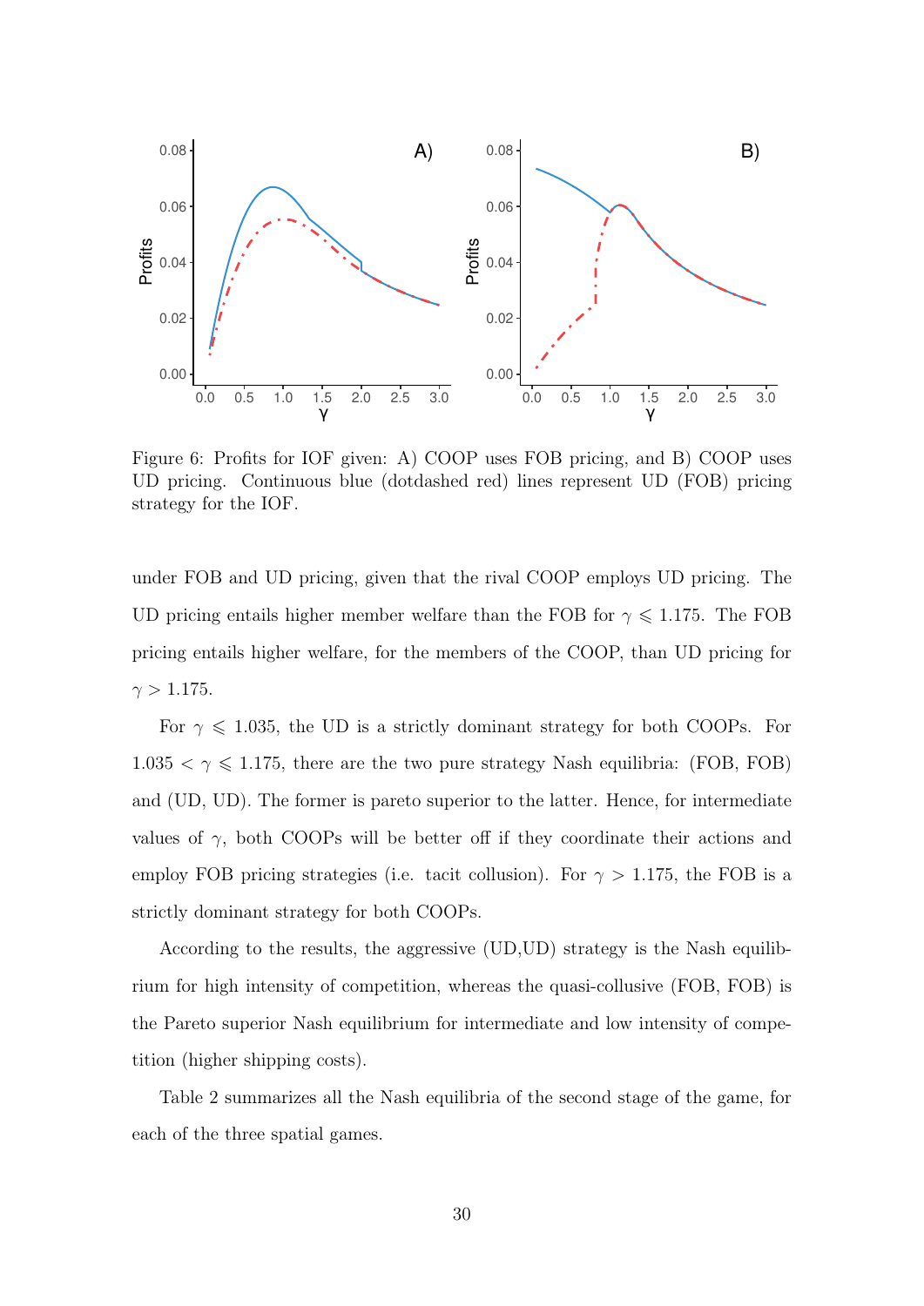Figure 6: Profits for IOF given: A) COOP uses FOB pricing, and B) COOP uses UD pricing. Continuous blue (dotdashed red) lines represent UD (FOB) pricing strategy for the IOF.

under FOB and UD pricing, given that the rival COOP employs UD pricing. The UD pricing entails higher member welfare than the FOB for $\gamma \leqslant 1.175$. The FOB pricing entails higher welfare, for the members of the COOP, than UD pricing for $\gamma > 1.175$.

For $\gamma \leqslant 1.035$, the UD is a strictly dominant strategy for both COOPs. For $1.035 < \gamma \leqslant 1.175$, there are the two pure strategy Nash equilibria: (FOB, FOB) and (UD, UD). The former is pareto superior to the latter. Hence, for intermediate values of $\gamma$, both COOPs will be better off if they coordinate their actions and employ FOB pricing strategies (i.e. tacit collusion). For $\gamma > 1.175$, the FOB is a strictly dominant strategy for both COOPs.

According to the results, the aggressive (UD,UD) strategy is the Nash equilibrium for high intensity of competition, whereas the quasi-collusive (FOB, FOB) is the Pareto superior Nash equilibrium for intermediate and low intensity of competition (higher shipping costs).

Table 2 summarizes all the Nash equilibria of the second stage of the game, for each of the three spatial games.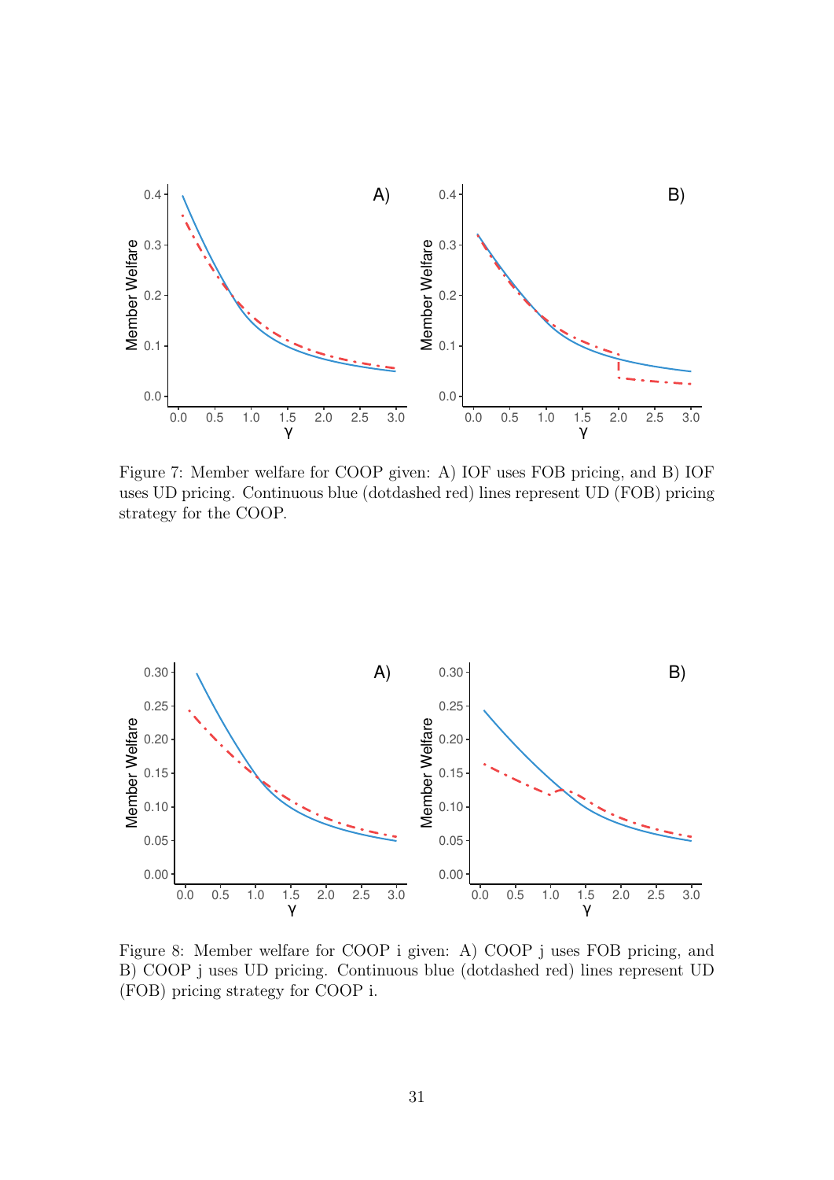Figure 7: Member welfare for COOP given: A) IOF uses FOB pricing, and B) IOF uses UD pricing. Continuous blue (dotdashed red) lines represent UD (FOB) pricing strategy for the COOP.

Figure 8: Member welfare for COOP i given: A) COOP j uses FOB pricing, and B) COOP j uses UD pricing. Continuous blue (dotdashed red) lines represent UD (FOB) pricing strategy for COOP i.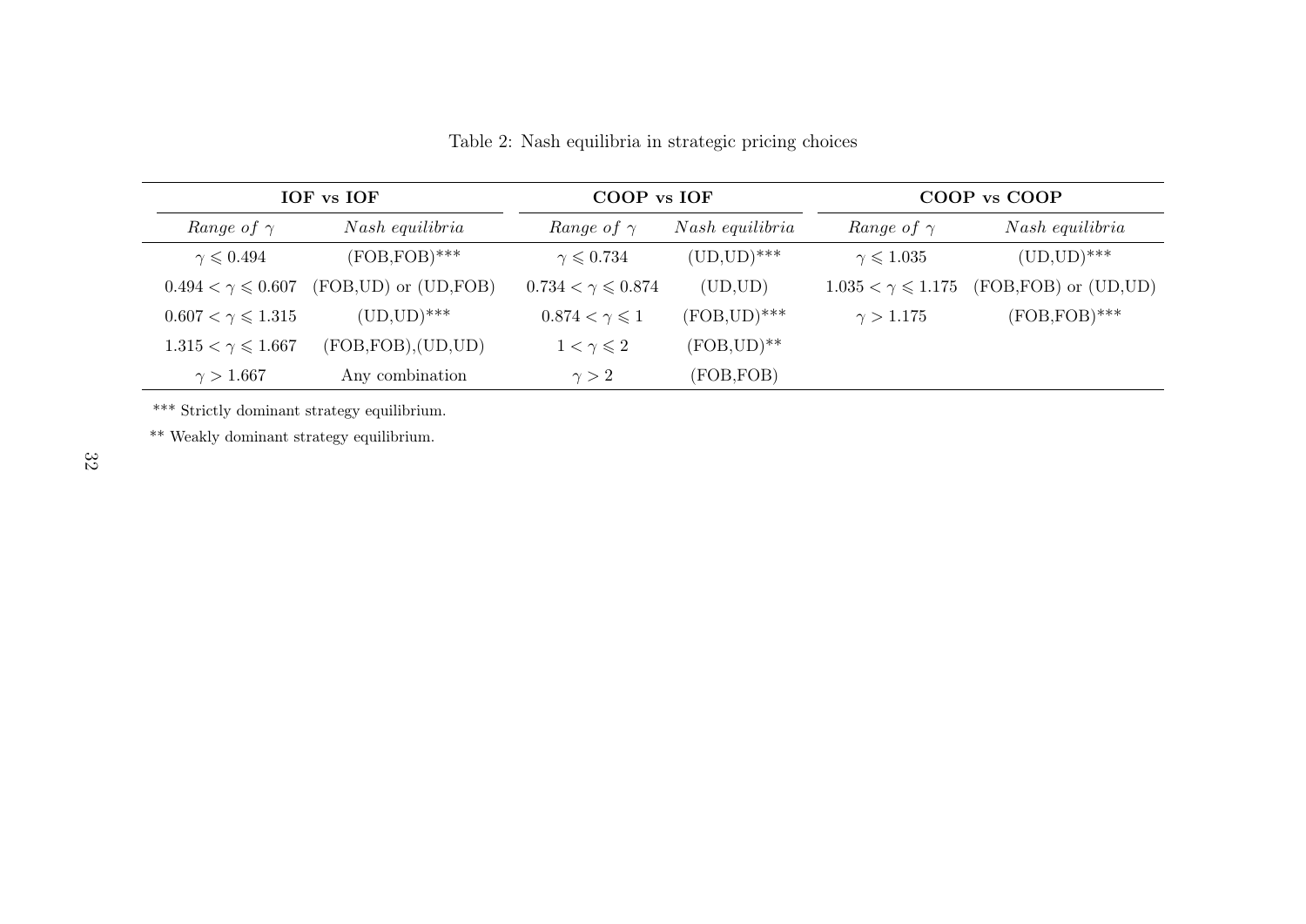Table 2: Nash equilibria in strategic pricing choices

| IOF vs IOF | | COOP vs IOF | | COOP vs COOP | |
|---|---|---|---|---|---|
| *Range of* $\gamma$ | *Nash equilibria* | *Range of* $\gamma$ | *Nash equilibria* | *Range of* $\gamma$ | *Nash equilibria* |
| $\gamma \leqslant 0.494$ | (FOB,FOB)*** | $\gamma \leqslant 0.734$ | (UD,UD)*** | $\gamma \leqslant 1.035$ | (UD,UD)*** |
| $0.494 < \gamma \leqslant 0.607$ | (FOB,UD) or (UD,FOB) | $0.734 < \gamma \leqslant 0.874$ | (UD,UD) | $1.035 < \gamma \leqslant 1.175$ | (FOB,FOB) or (UD,UD) |
| $0.607 < \gamma \leqslant 1.315$ | (UD,UD)*** | $0.874 < \gamma \leqslant 1$ | (FOB,UD)*** | $\gamma > 1.175$ | (FOB,FOB)*** |
| $1.315 < \gamma \leqslant 1.667$ | (FOB,FOB),(UD,UD) | $1 < \gamma \leqslant 2$ | (FOB,UD)** | | |
| $\gamma > 1.667$ | Any combination | $\gamma > 2$ | (FOB,FOB) | | |

*** Strictly dominant strategy equilibrium.

** Weakly dominant strategy equilibrium.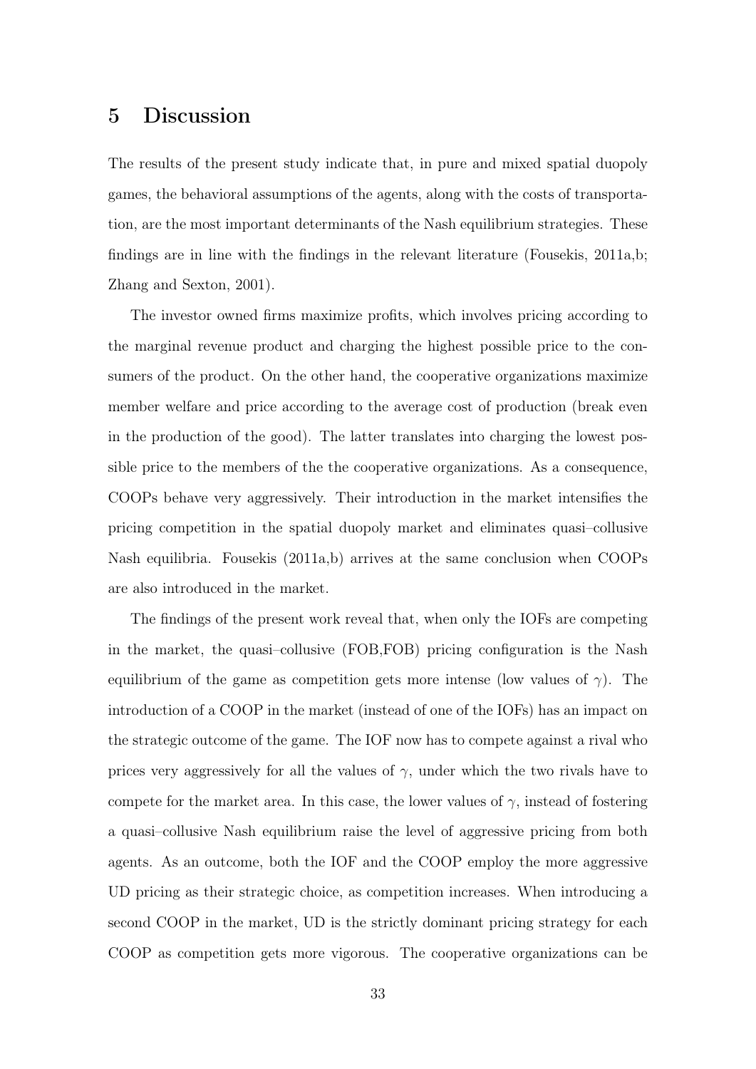## 5 Discussion

The results of the present study indicate that, in pure and mixed spatial duopoly games, the behavioral assumptions of the agents, along with the costs of transportation, are the most important determinants of the Nash equilibrium strategies. These findings are in line with the findings in the relevant literature (Fousekis, 2011a,b; Zhang and Sexton, 2001).

The investor owned firms maximize profits, which involves pricing according to the marginal revenue product and charging the highest possible price to the consumers of the product. On the other hand, the cooperative organizations maximize member welfare and price according to the average cost of production (break even in the production of the good). The latter translates into charging the lowest possible price to the members of the the cooperative organizations. As a consequence, COOPs behave very aggressively. Their introduction in the market intensifies the pricing competition in the spatial duopoly market and eliminates quasi–collusive Nash equilibria. Fousekis (2011a,b) arrives at the same conclusion when COOPs are also introduced in the market.

The findings of the present work reveal that, when only the IOFs are competing in the market, the quasi–collusive (FOB,FOB) pricing configuration is the Nash equilibrium of the game as competition gets more intense (low values of $\gamma$). The introduction of a COOP in the market (instead of one of the IOFs) has an impact on the strategic outcome of the game. The IOF now has to compete against a rival who prices very aggressively for all the values of $\gamma$, under which the two rivals have to compete for the market area. In this case, the lower values of $\gamma$, instead of fostering a quasi–collusive Nash equilibrium raise the level of aggressive pricing from both agents. As an outcome, both the IOF and the COOP employ the more aggressive UD pricing as their strategic choice, as competition increases. When introducing a second COOP in the market, UD is the strictly dominant pricing strategy for each COOP as competition gets more vigorous. The cooperative organizations can be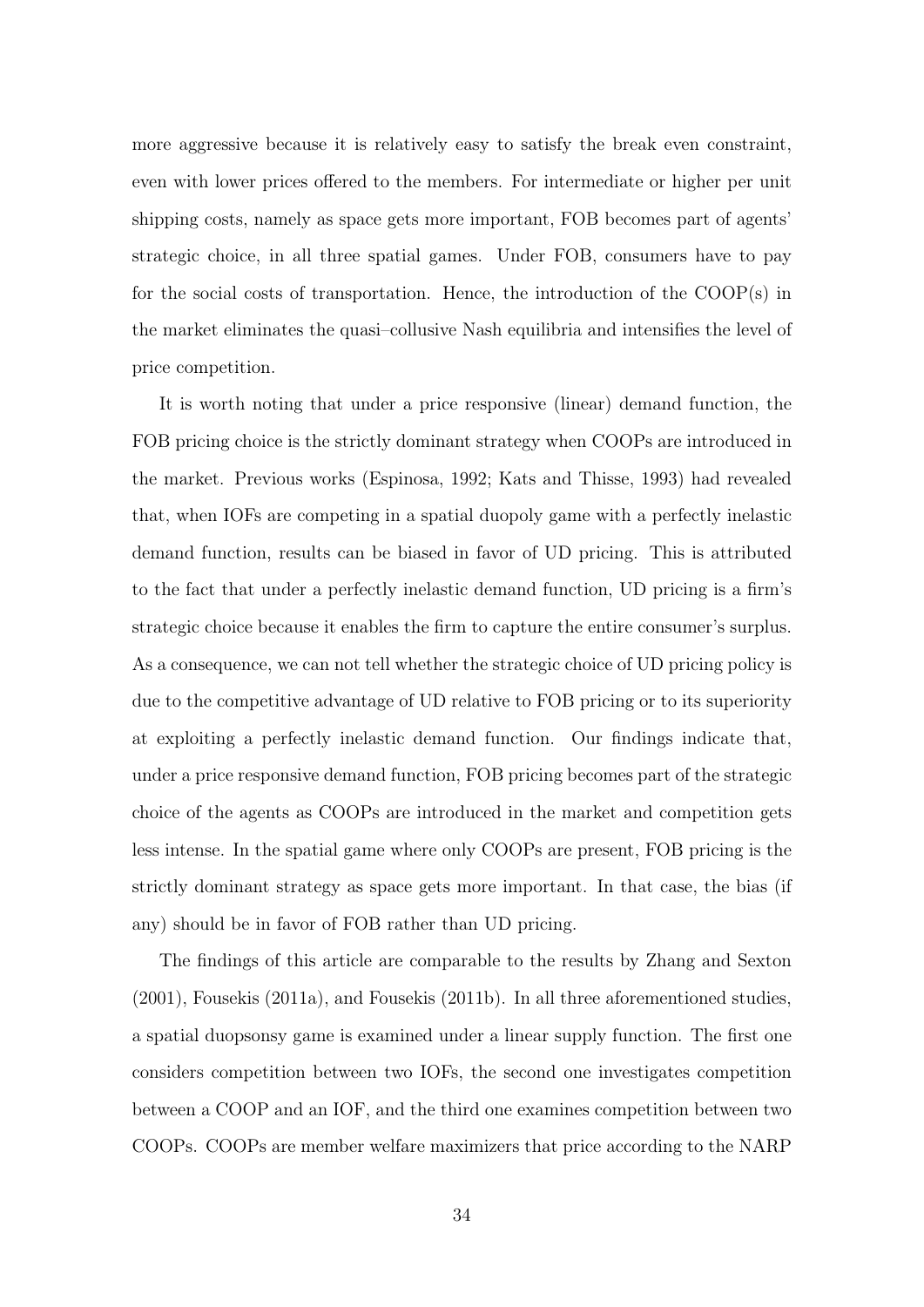more aggressive because it is relatively easy to satisfy the break even constraint, even with lower prices offered to the members. For intermediate or higher per unit shipping costs, namely as space gets more important, FOB becomes part of agents' strategic choice, in all three spatial games. Under FOB, consumers have to pay for the social costs of transportation. Hence, the introduction of the COOP(s) in the market eliminates the quasi–collusive Nash equilibria and intensifies the level of price competition.

It is worth noting that under a price responsive (linear) demand function, the FOB pricing choice is the strictly dominant strategy when COOPs are introduced in the market. Previous works (Espinosa, 1992; Kats and Thisse, 1993) had revealed that, when IOFs are competing in a spatial duopoly game with a perfectly inelastic demand function, results can be biased in favor of UD pricing. This is attributed to the fact that under a perfectly inelastic demand function, UD pricing is a firm's strategic choice because it enables the firm to capture the entire consumer's surplus. As a consequence, we can not tell whether the strategic choice of UD pricing policy is due to the competitive advantage of UD relative to FOB pricing or to its superiority at exploiting a perfectly inelastic demand function. Our findings indicate that, under a price responsive demand function, FOB pricing becomes part of the strategic choice of the agents as COOPs are introduced in the market and competition gets less intense. In the spatial game where only COOPs are present, FOB pricing is the strictly dominant strategy as space gets more important. In that case, the bias (if any) should be in favor of FOB rather than UD pricing.

The findings of this article are comparable to the results by Zhang and Sexton (2001), Fousekis (2011a), and Fousekis (2011b). In all three aforementioned studies, a spatial duopsony game is examined under a linear supply function. The first one considers competition between two IOFs, the second one investigates competition between a COOP and an IOF, and the third one examines competition between two COOPs. COOPs are member welfare maximizers that price according to the NARP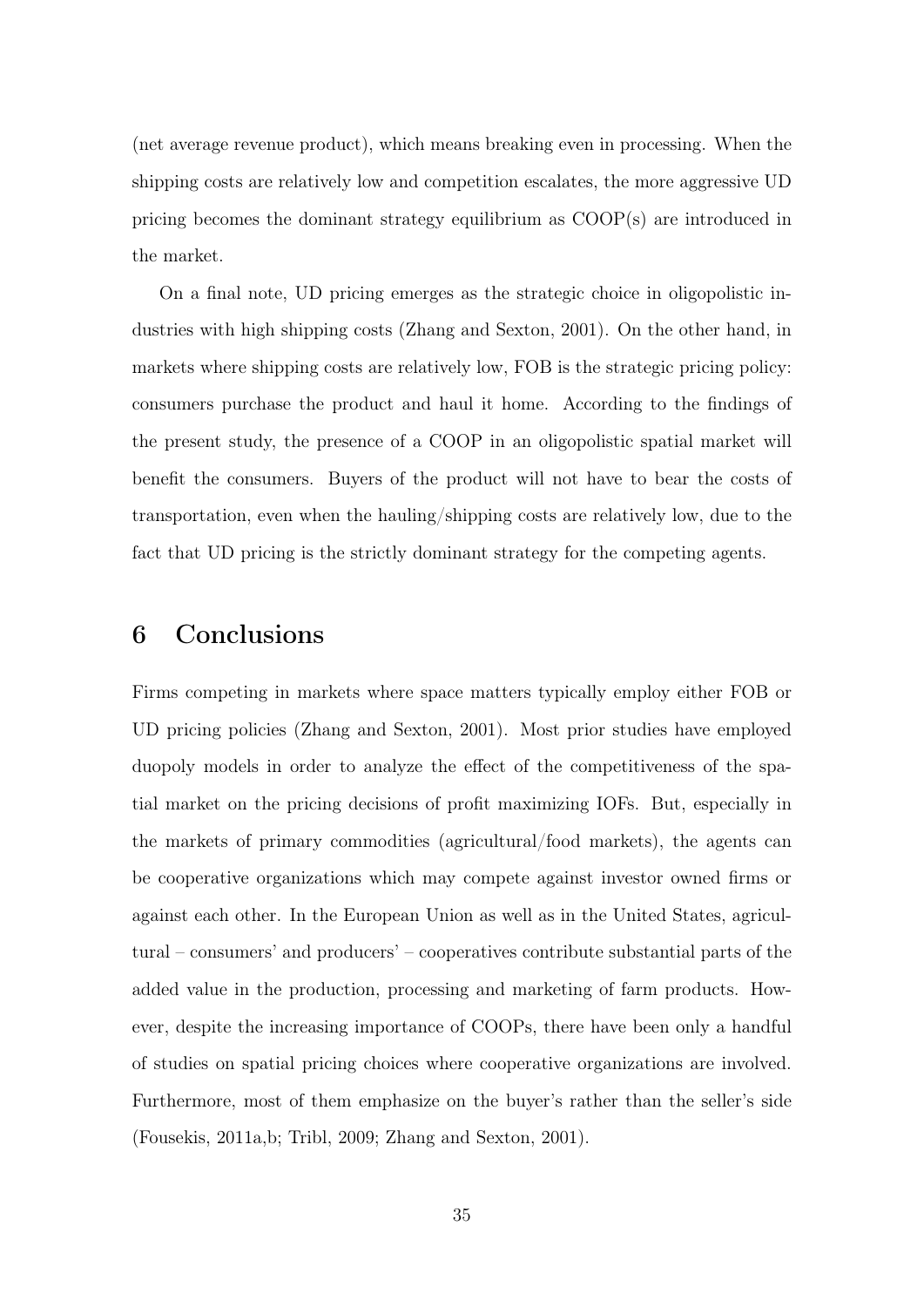(net average revenue product), which means breaking even in processing. When the shipping costs are relatively low and competition escalates, the more aggressive UD pricing becomes the dominant strategy equilibrium as COOP(s) are introduced in the market.

On a final note, UD pricing emerges as the strategic choice in oligopolistic industries with high shipping costs (Zhang and Sexton, 2001). On the other hand, in markets where shipping costs are relatively low, FOB is the strategic pricing policy: consumers purchase the product and haul it home. According to the findings of the present study, the presence of a COOP in an oligopolistic spatial market will benefit the consumers. Buyers of the product will not have to bear the costs of transportation, even when the hauling/shipping costs are relatively low, due to the fact that UD pricing is the strictly dominant strategy for the competing agents.

# 6 Conclusions

Firms competing in markets where space matters typically employ either FOB or UD pricing policies (Zhang and Sexton, 2001). Most prior studies have employed duopoly models in order to analyze the effect of the competitiveness of the spatial market on the pricing decisions of profit maximizing IOFs. But, especially in the markets of primary commodities (agricultural/food markets), the agents can be cooperative organizations which may compete against investor owned firms or against each other. In the European Union as well as in the United States, agricultural – consumers' and producers' – cooperatives contribute substantial parts of the added value in the production, processing and marketing of farm products. However, despite the increasing importance of COOPs, there have been only a handful of studies on spatial pricing choices where cooperative organizations are involved. Furthermore, most of them emphasize on the buyer's rather than the seller's side (Fousekis, 2011a,b; Tribl, 2009; Zhang and Sexton, 2001).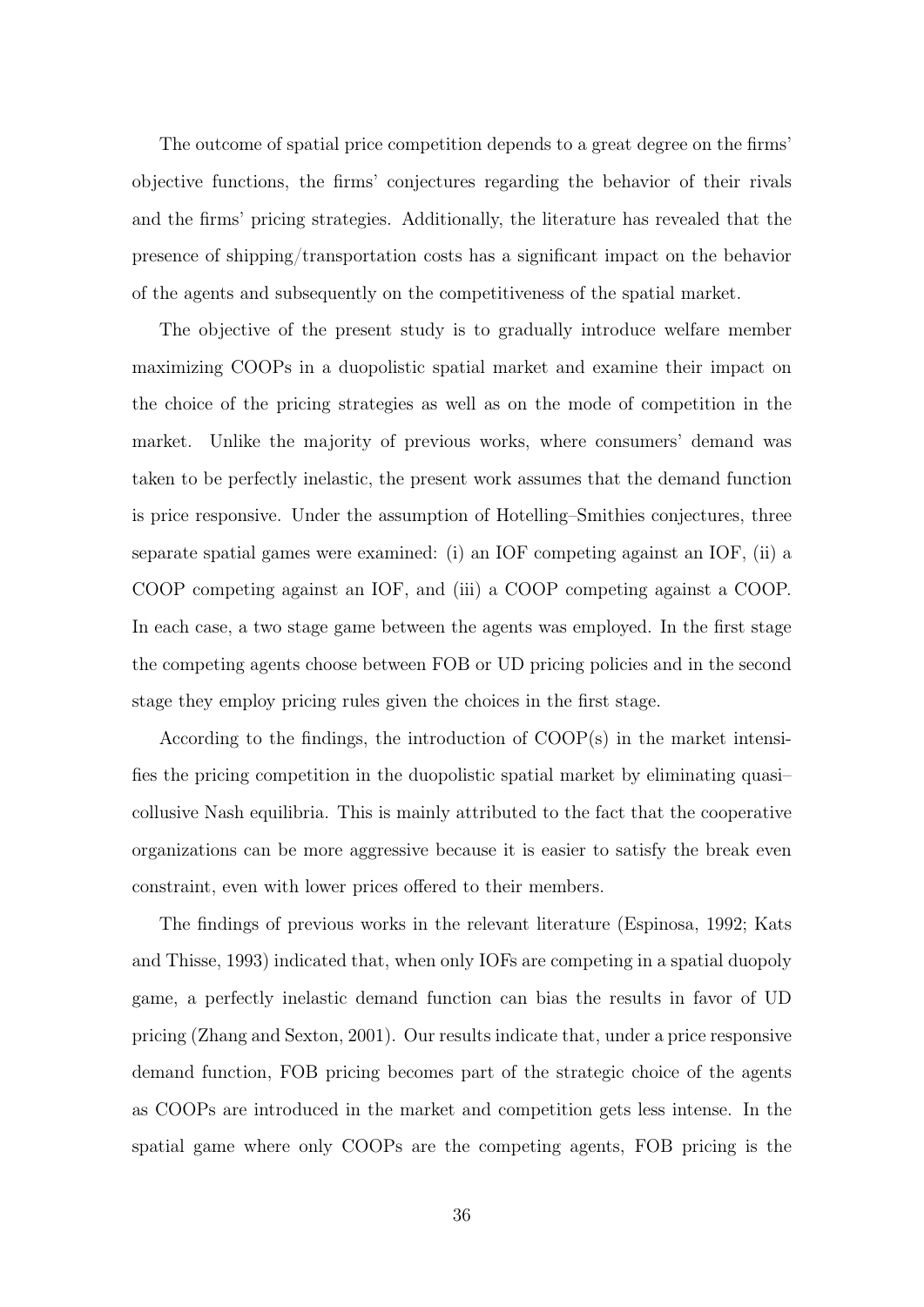The outcome of spatial price competition depends to a great degree on the firms' objective functions, the firms' conjectures regarding the behavior of their rivals and the firms' pricing strategies. Additionally, the literature has revealed that the presence of shipping/transportation costs has a significant impact on the behavior of the agents and subsequently on the competitiveness of the spatial market.

The objective of the present study is to gradually introduce welfare member maximizing COOPs in a duopolistic spatial market and examine their impact on the choice of the pricing strategies as well as on the mode of competition in the market. Unlike the majority of previous works, where consumers' demand was taken to be perfectly inelastic, the present work assumes that the demand function is price responsive. Under the assumption of Hotelling–Smithies conjectures, three separate spatial games were examined: (i) an IOF competing against an IOF, (ii) a COOP competing against an IOF, and (iii) a COOP competing against a COOP. In each case, a two stage game between the agents was employed. In the first stage the competing agents choose between FOB or UD pricing policies and in the second stage they employ pricing rules given the choices in the first stage.

According to the findings, the introduction of COOP(s) in the market intensifies the pricing competition in the duopolistic spatial market by eliminating quasi–collusive Nash equilibria. This is mainly attributed to the fact that the cooperative organizations can be more aggressive because it is easier to satisfy the break even constraint, even with lower prices offered to their members.

The findings of previous works in the relevant literature (Espinosa, 1992; Kats and Thisse, 1993) indicated that, when only IOFs are competing in a spatial duopoly game, a perfectly inelastic demand function can bias the results in favor of UD pricing (Zhang and Sexton, 2001). Our results indicate that, under a price responsive demand function, FOB pricing becomes part of the strategic choice of the agents as COOPs are introduced in the market and competition gets less intense. In the spatial game where only COOPs are the competing agents, FOB pricing is the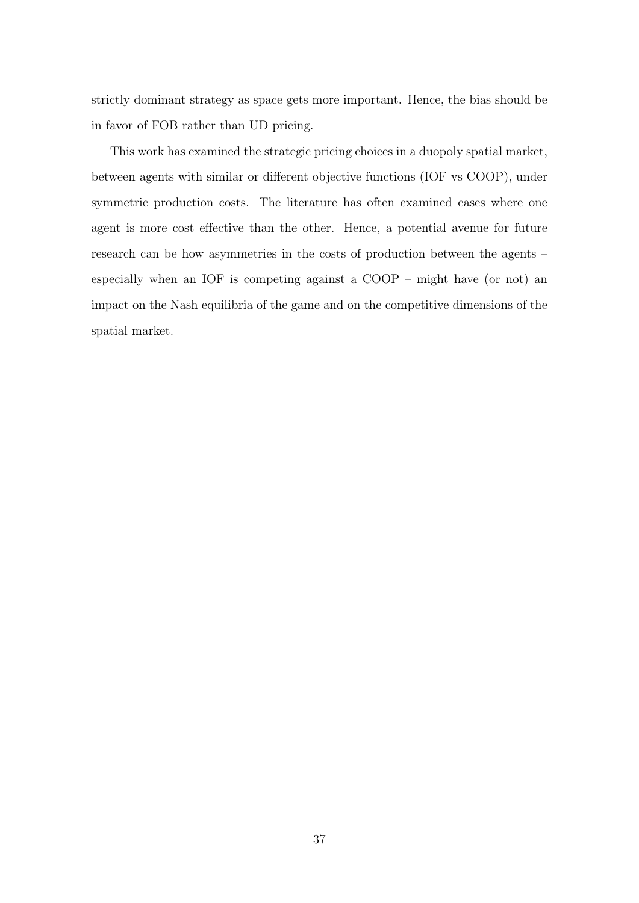strictly dominant strategy as space gets more important. Hence, the bias should be in favor of FOB rather than UD pricing.

This work has examined the strategic pricing choices in a duopoly spatial market, between agents with similar or different objective functions (IOF vs COOP), under symmetric production costs. The literature has often examined cases where one agent is more cost effective than the other. Hence, a potential avenue for future research can be how asymmetries in the costs of production between the agents – especially when an IOF is competing against a COOP – might have (or not) an impact on the Nash equilibria of the game and on the competitive dimensions of the spatial market.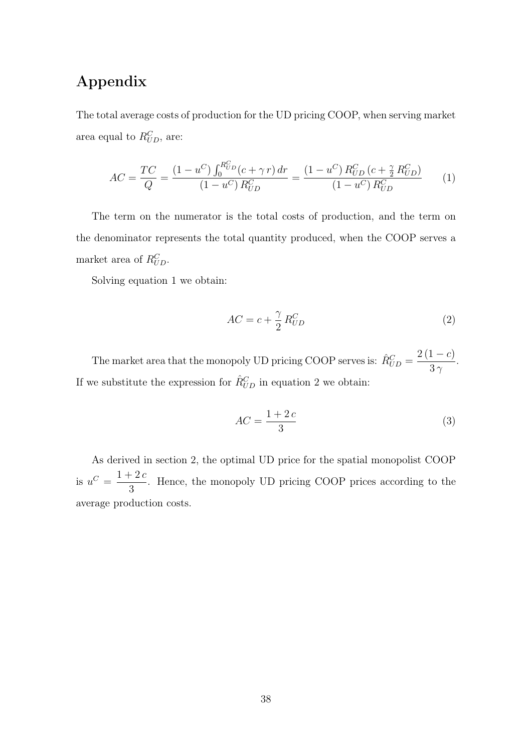# Appendix

The total average costs of production for the UD pricing COOP, when serving market area equal to $R^C_{UD}$, are:

$$AC = \frac{TC}{Q} = \frac{(1-u^C)\int_0^{R^C_{UD}}(c+\gamma\, r)\,dr}{(1-u^C)\,R^C_{UD}} = \frac{(1-u^C)\,R^C_{UD}\,(c+\frac{\gamma}{2}\,R^C_{UD})}{(1-u^C)\,R^C_{UD}} \tag{1}$$

The term on the numerator is the total costs of production, and the term on the denominator represents the total quantity produced, when the COOP serves a market area of $R^C_{UD}$.

Solving equation 1 we obtain:

$$AC = c + \frac{\gamma}{2}\,R^C_{UD} \tag{2}$$

The market area that the monopoly UD pricing COOP serves is: $\hat{R}^C_{UD} = \dfrac{2\,(1-c)}{3\,\gamma}$. If we substitute the expression for $\hat{R}^C_{UD}$ in equation 2 we obtain:

$$AC = \frac{1+2\,c}{3} \tag{3}$$

As derived in section 2, the optimal UD price for the spatial monopolist COOP is $u^C = \dfrac{1+2\,c}{3}$. Hence, the monopoly UD pricing COOP prices according to the average production costs.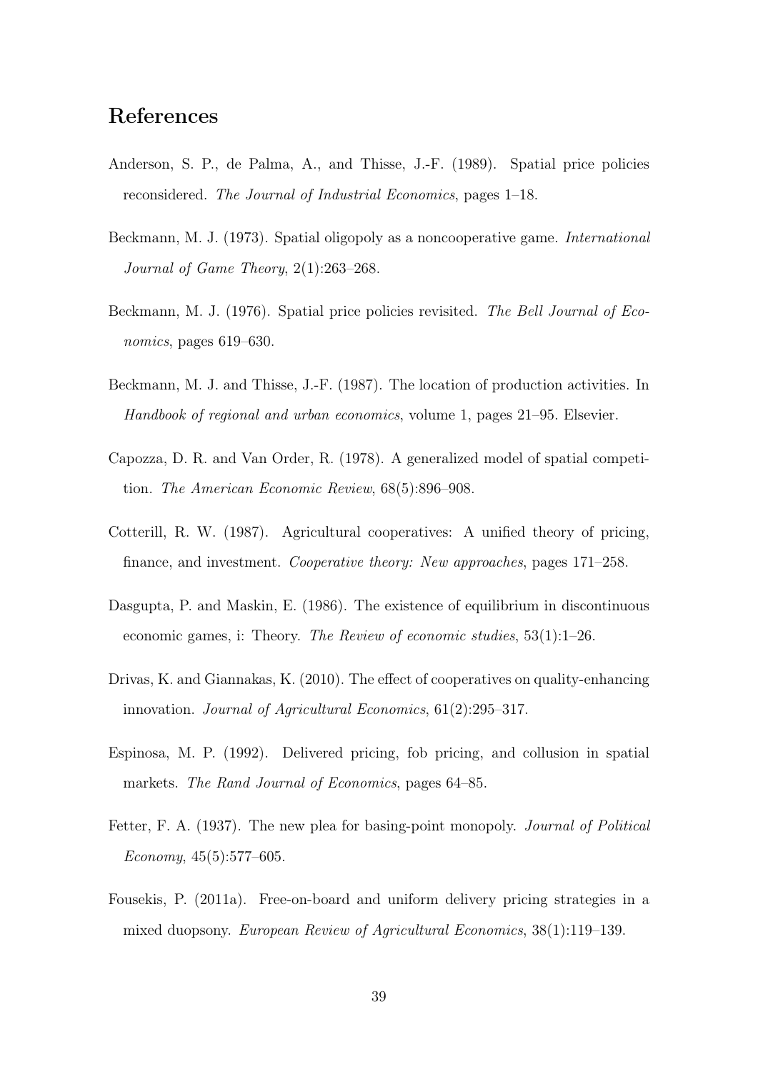## References

Anderson, S. P., de Palma, A., and Thisse, J.-F. (1989). Spatial price policies reconsidered. *The Journal of Industrial Economics*, pages 1–18.

Beckmann, M. J. (1973). Spatial oligopoly as a noncooperative game. *International Journal of Game Theory*, 2(1):263–268.

Beckmann, M. J. (1976). Spatial price policies revisited. *The Bell Journal of Economics*, pages 619–630.

Beckmann, M. J. and Thisse, J.-F. (1987). The location of production activities. In *Handbook of regional and urban economics*, volume 1, pages 21–95. Elsevier.

Capozza, D. R. and Van Order, R. (1978). A generalized model of spatial competition. *The American Economic Review*, 68(5):896–908.

Cotterill, R. W. (1987). Agricultural cooperatives: A unified theory of pricing, finance, and investment. *Cooperative theory: New approaches*, pages 171–258.

Dasgupta, P. and Maskin, E. (1986). The existence of equilibrium in discontinuous economic games, i: Theory. *The Review of economic studies*, 53(1):1–26.

Drivas, K. and Giannakas, K. (2010). The effect of cooperatives on quality-enhancing innovation. *Journal of Agricultural Economics*, 61(2):295–317.

Espinosa, M. P. (1992). Delivered pricing, fob pricing, and collusion in spatial markets. *The Rand Journal of Economics*, pages 64–85.

Fetter, F. A. (1937). The new plea for basing-point monopoly. *Journal of Political Economy*, 45(5):577–605.

Fousekis, P. (2011a). Free-on-board and uniform delivery pricing strategies in a mixed duopsony. *European Review of Agricultural Economics*, 38(1):119–139.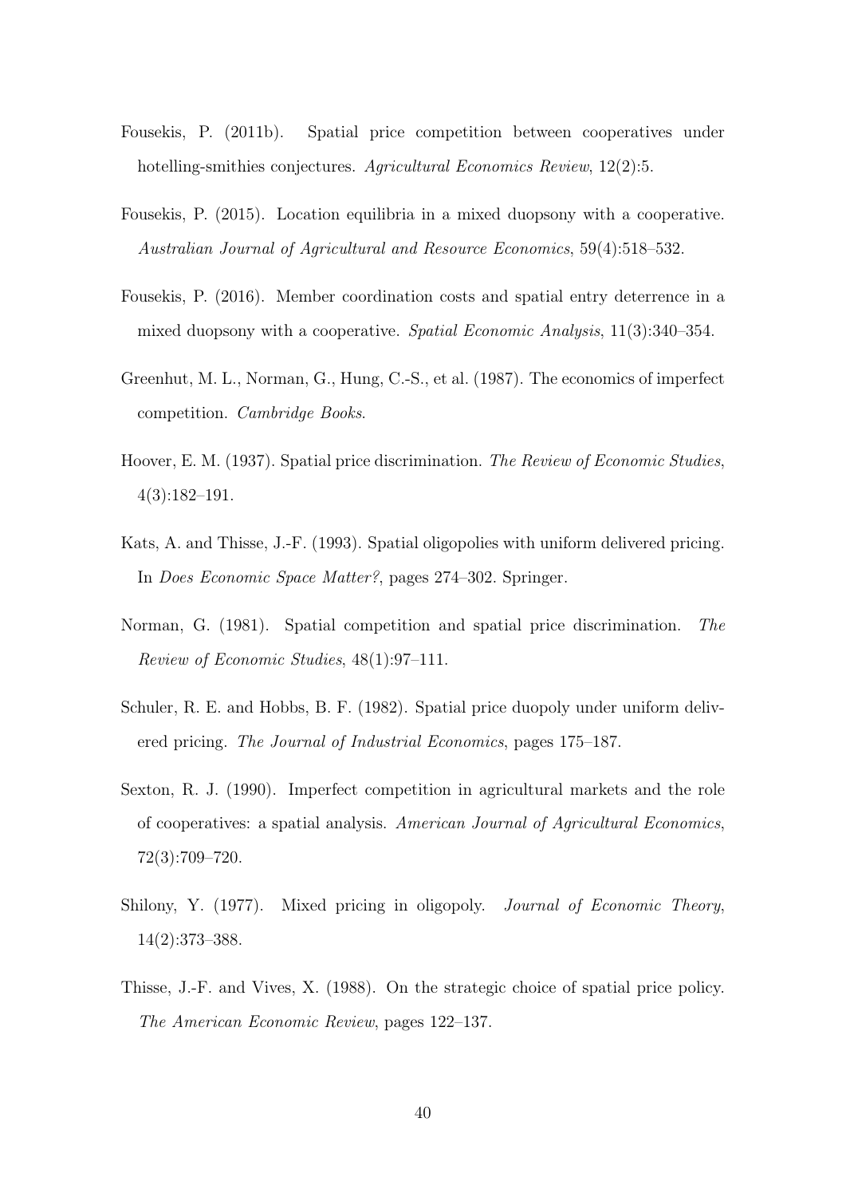Fousekis, P. (2011b). Spatial price competition between cooperatives under hotelling-smithies conjectures. *Agricultural Economics Review*, 12(2):5.

Fousekis, P. (2015). Location equilibria in a mixed duopsony with a cooperative. *Australian Journal of Agricultural and Resource Economics*, 59(4):518–532.

Fousekis, P. (2016). Member coordination costs and spatial entry deterrence in a mixed duopsony with a cooperative. *Spatial Economic Analysis*, 11(3):340–354.

Greenhut, M. L., Norman, G., Hung, C.-S., et al. (1987). The economics of imperfect competition. *Cambridge Books*.

Hoover, E. M. (1937). Spatial price discrimination. *The Review of Economic Studies*, 4(3):182–191.

Kats, A. and Thisse, J.-F. (1993). Spatial oligopolies with uniform delivered pricing. In *Does Economic Space Matter?*, pages 274–302. Springer.

Norman, G. (1981). Spatial competition and spatial price discrimination. *The Review of Economic Studies*, 48(1):97–111.

Schuler, R. E. and Hobbs, B. F. (1982). Spatial price duopoly under uniform delivered pricing. *The Journal of Industrial Economics*, pages 175–187.

Sexton, R. J. (1990). Imperfect competition in agricultural markets and the role of cooperatives: a spatial analysis. *American Journal of Agricultural Economics*, 72(3):709–720.

Shilony, Y. (1977). Mixed pricing in oligopoly. *Journal of Economic Theory*, 14(2):373–388.

Thisse, J.-F. and Vives, X. (1988). On the strategic choice of spatial price policy. *The American Economic Review*, pages 122–137.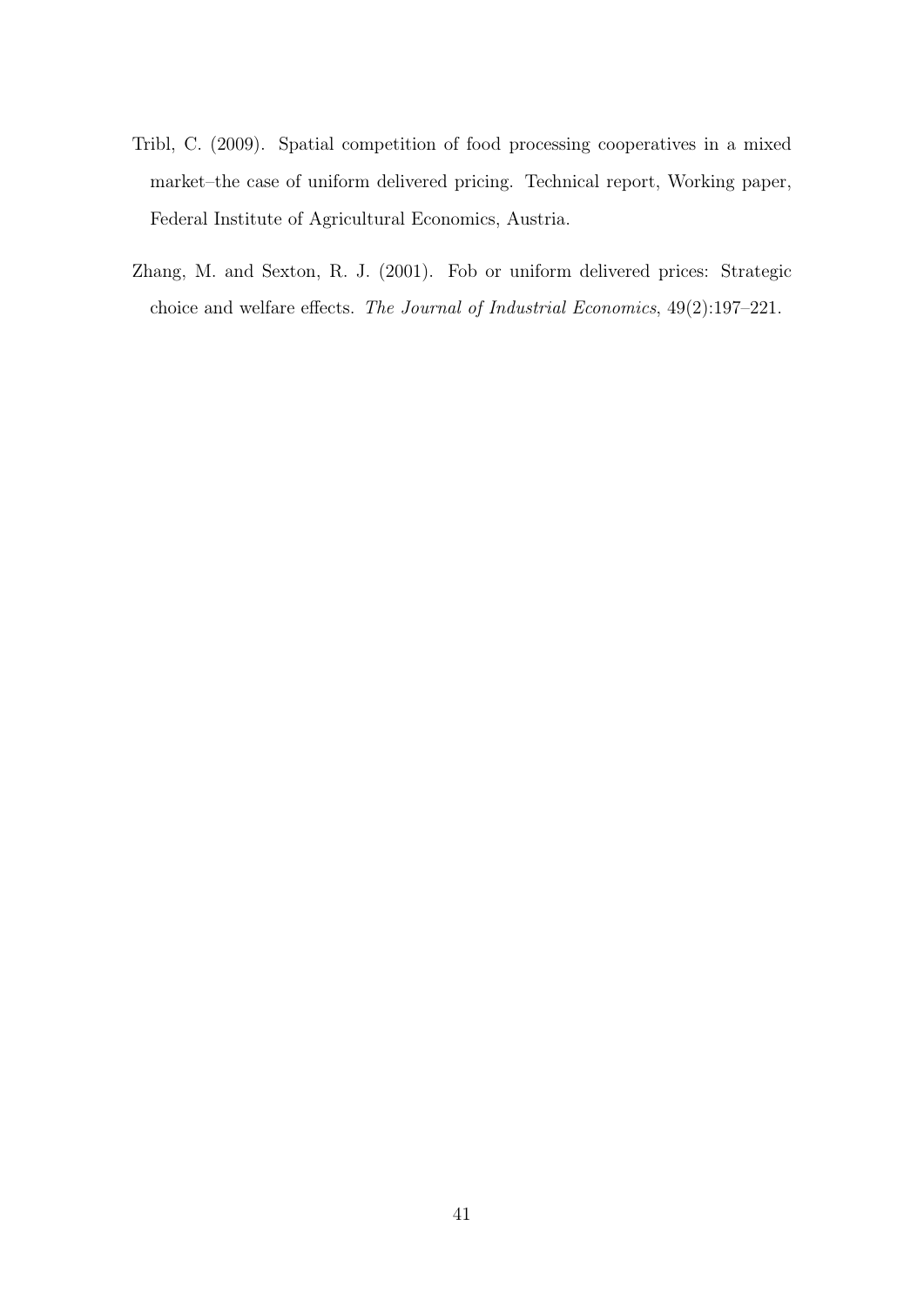Tribl, C. (2009). Spatial competition of food processing cooperatives in a mixed market–the case of uniform delivered pricing. Technical report, Working paper, Federal Institute of Agricultural Economics, Austria.

Zhang, M. and Sexton, R. J. (2001). Fob or uniform delivered prices: Strategic choice and welfare effects. *The Journal of Industrial Economics*, 49(2):197–221.